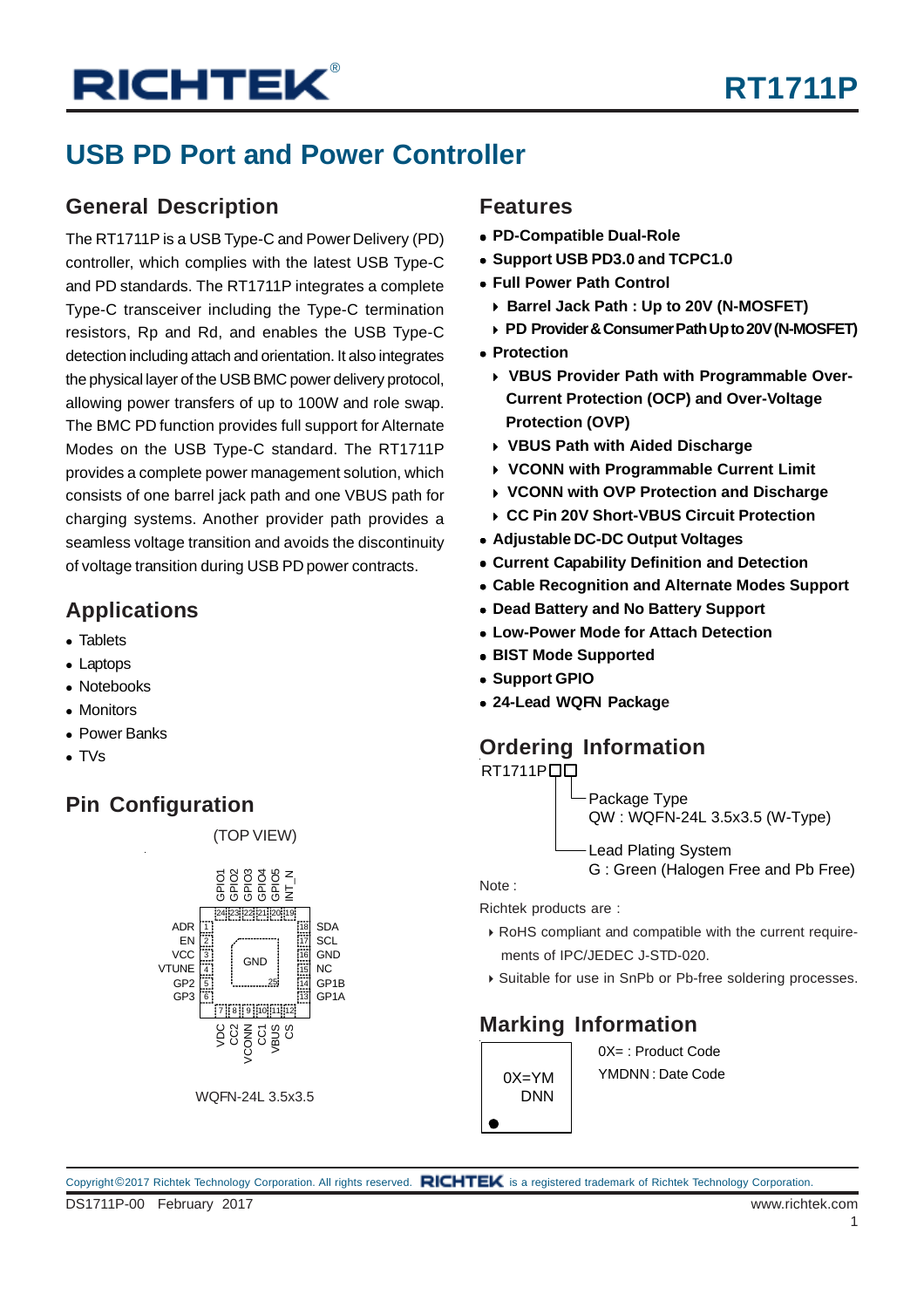# RT1711P

## USB PD Port and Power Controller

### General Description

The RT1711P is a USB Type-C and Power Delivery (PD) controller, which complies with the latest USB Type-C and PD standards. The RT1711P integrates a complete Type-C transceiver including the Type-C termination resistors, Rp and Rd, and enables the USB Type-C detection including attach and orientation. It also integrates the physical layer of the USB BMC power delivery protocol, allowing power transfers of up to 100W and role swap. The BMC PD function provides full support for Alternate Modes on the USB Type-C standard. The RT1711P provides a complete power management solution, which consists of one barrel jack path and one VBUS path for charging systems. Another provider path provides a seamless voltage transition and avoids the discontinuity of voltage transition during USB PD power contracts.

### Applications

- Tablets
- Laptops
- Notebooks
- Monitors
- Power Banks
- TVs

### Pin Configuration

(TOP VIEW)

| Pin | Name | Pin | Name |
|---|---|---|---|
| 1 | ADR | 13 | GP1A |
| 2 | EN | 14 | GP1B |
| 3 | VCC | 15 | NC |
| 4 | VTUNE | 16 | GND |
| 5 | GP2 | 17 | SCL |
| 6 | GP3 | 18 | SDA |
| 7 | VDC | 19 | INT_N |
| 8 | CC2 | 20 | GPIO5 |
| 9 | VCONN | 21 | GPIO4 |
| 10 | CC1 | 22 | GPIO3 |
| 11 | VBUS | 23 | GPIO2 |
| 12 | CS | 24 | GPIO1 |
| 25 (Exposed Pad) | GND | | |

WQFN-24L 3.5x3.5

### Features

- **PD-Compatible Dual-Role**
- **Support USB PD3.0 and TCPC1.0**
- **Full Power Path Control**
  - **Barrel Jack Path : Up to 20V (N-MOSFET)**
  - **PD Provider & Consumer Path Up to 20V (N-MOSFET)**
- **Protection**
  - **VBUS Provider Path with Programmable Over-Current Protection (OCP) and Over-Voltage Protection (OVP)**
  - **VBUS Path with Aided Discharge**
  - **VCONN with Programmable Current Limit**
  - **VCONN with OVP Protection and Discharge**
  - **CC Pin 20V Short-VBUS Circuit Protection**
- **Adjustable DC-DC Output Voltages**
- **Current Capability Definition and Detection**
- **Cable Recognition and Alternate Modes Support**
- **Dead Battery and No Battery Support**
- **Low-Power Mode for Attach Detection**
- **BIST Mode Supported**
- **Support GPIO**
- **24-Lead WQFN Package**

### Ordering Information

RT1711P□□

- Package Type
  QW : WQFN-24L 3.5x3.5 (W-Type)
- Lead Plating System
  G : Green (Halogen Free and Pb Free)

Note :

Richtek products are :

- RoHS compliant and compatible with the current requirements of IPC/JEDEC J-STD-020.
- Suitable for use in SnPb or Pb-free soldering processes.

### Marking Information

0X=YM
DNN

0X= : Product Code
YMDNN : Date Code

Copyright©2017 Richtek Technology Corporation. All rights reserved. RICHTEK is a registered trademark of Richtek Technology Corporation.

DS1711P-00 February 2017 www.richtek.com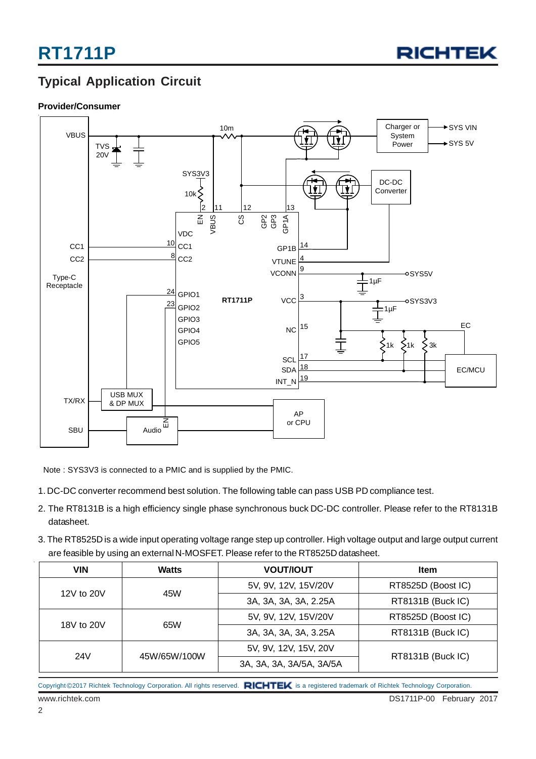## Typical Application Circuit

**Provider/Consumer**

Note : SYS3V3 is connected to a PMIC and is supplied by the PMIC.

1. DC-DC converter recommend best solution. The following table can pass USB PD compliance test.
2. The RT8131B is a high efficiency single phase synchronous buck DC-DC controller. Please refer to the RT8131B datasheet.
3. The RT8525D is a wide input operating voltage range step up controller. High voltage output and large output current are feasible by using an external N-MOSFET. Please refer to the RT8525D datasheet.

| VIN | Watts | VOUT/IOUT | Item |
|---|---|---|---|
| 12V to 20V | 45W | 5V, 9V, 12V, 15V/20V | RT8525D (Boost IC) |
| | | 3A, 3A, 3A, 3A, 2.25A | RT8131B (Buck IC) |
| 18V to 20V | 65W | 5V, 9V, 12V, 15V/20V | RT8525D (Boost IC) |
| | | 3A, 3A, 3A, 3A, 3.25A | RT8131B (Buck IC) |
| 24V | 45W/65W/100W | 5V, 9V, 12V, 15V, 20V | RT8131B (Buck IC) |
| | | 3A, 3A, 3A, 3A/5A, 3A/5A | |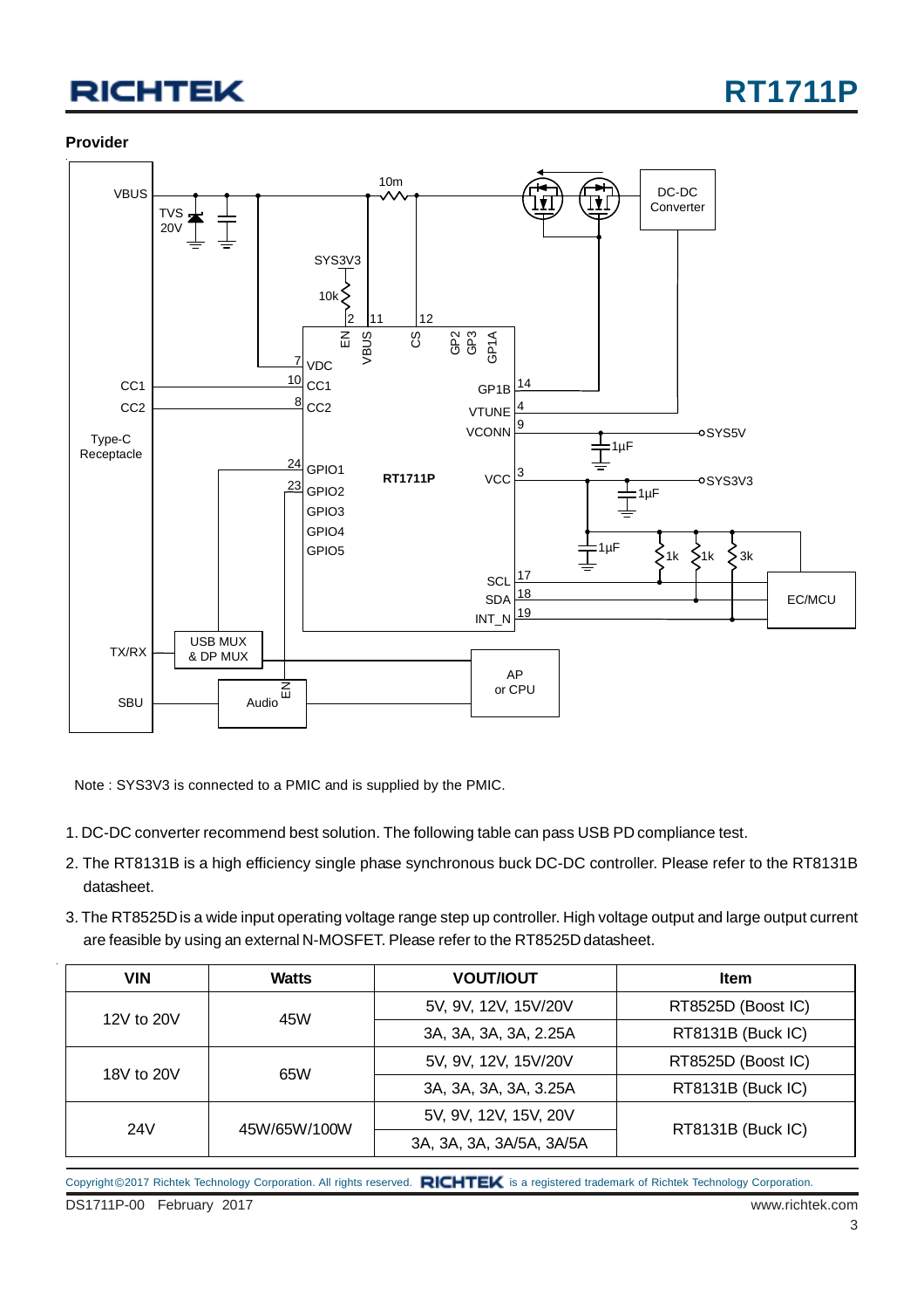**Provider**

Note : SYS3V3 is connected to a PMIC and is supplied by the PMIC.

1. DC-DC converter recommend best solution. The following table can pass USB PD compliance test.
2. The RT8131B is a high efficiency single phase synchronous buck DC-DC controller. Please refer to the RT8131B datasheet.
3. The RT8525D is a wide input operating voltage range step up controller. High voltage output and large output current are feasible by using an external N-MOSFET. Please refer to the RT8525D datasheet.

| VIN | Watts | VOUT/IOUT | Item |
|---|---|---|---|
| 12V to 20V | 45W | 5V, 9V, 12V, 15V/20V | RT8525D (Boost IC) |
| | | 3A, 3A, 3A, 3A, 2.25A | RT8131B (Buck IC) |
| 18V to 20V | 65W | 5V, 9V, 12V, 15V/20V | RT8525D (Boost IC) |
| | | 3A, 3A, 3A, 3A, 3.25A | RT8131B (Buck IC) |
| 24V | 45W/65W/100W | 5V, 9V, 12V, 15V, 20V | RT8131B (Buck IC) |
| | | 3A, 3A, 3A, 3A/5A, 3A/5A | |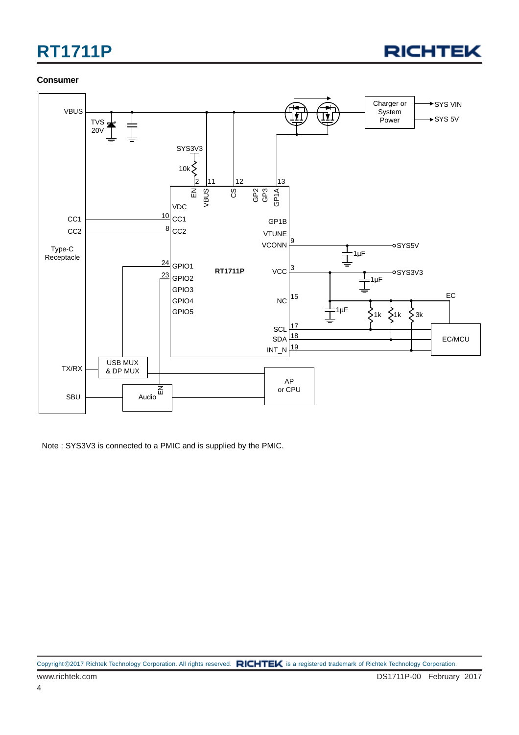**Consumer**

VBUS

TVS 20V

SYS3V3

10k

Charger or System Power

SYS VIN

SYS 5V

2 11 12 13

EN VBUS CS GP2 GP3 GP1A

VDC

CC1 10 CC1

CC2 8 CC2

GP1B

VTUNE

VCONN 9

SYS5V

1μF

Type-C Receptacle

24 GPIO1

RT1711P

VCC 3

SYS3V3

1μF

23 GPIO2

GPIO3

GPIO4

NC 15

EC

GPIO5

1μF

1k 1k 3k

SCL 17

SDA 18

EC/MCU

INT_N 19

TX/RX

USB MUX & DP MUX

AP or CPU

SBU

Audio

EN

Note : SYS3V3 is connected to a PMIC and is supplied by the PMIC.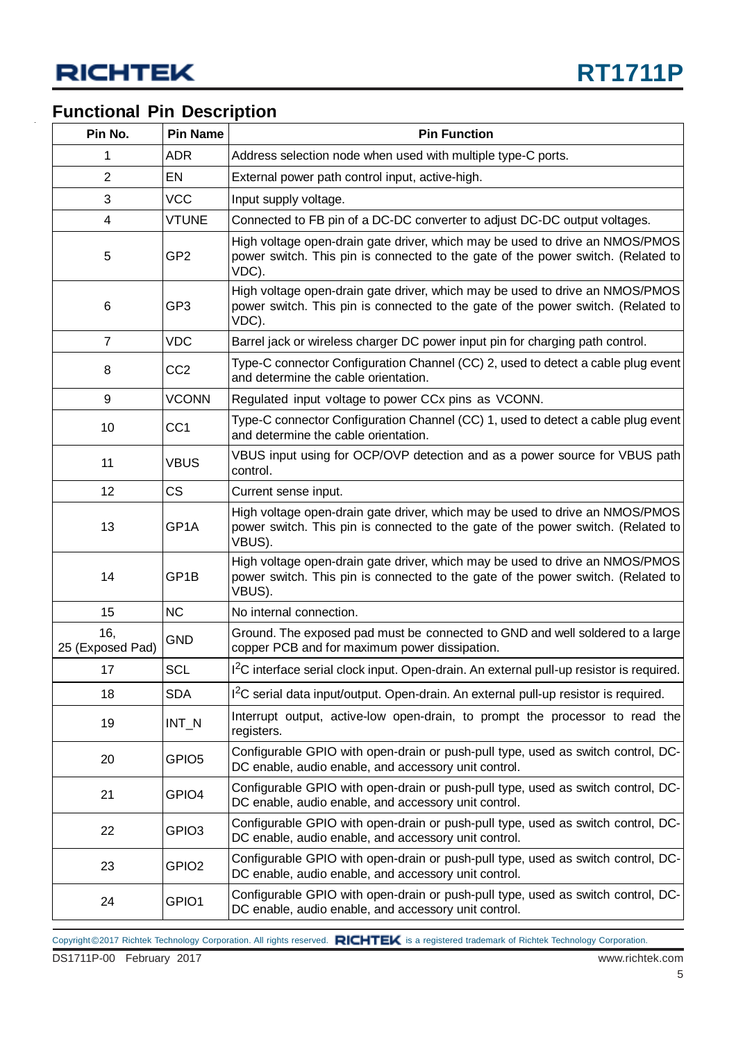## Functional Pin Description

| Pin No. | Pin Name | Pin Function |
|---|---|---|
| 1 | ADR | Address selection node when used with multiple type-C ports. |
| 2 | EN | External power path control input, active-high. |
| 3 | VCC | Input supply voltage. |
| 4 | VTUNE | Connected to FB pin of a DC-DC converter to adjust DC-DC output voltages. |
| 5 | GP2 | High voltage open-drain gate driver, which may be used to drive an NMOS/PMOS power switch. This pin is connected to the gate of the power switch. (Related to VDC). |
| 6 | GP3 | High voltage open-drain gate driver, which may be used to drive an NMOS/PMOS power switch. This pin is connected to the gate of the power switch. (Related to VDC). |
| 7 | VDC | Barrel jack or wireless charger DC power input pin for charging path control. |
| 8 | CC2 | Type-C connector Configuration Channel (CC) 2, used to detect a cable plug event and determine the cable orientation. |
| 9 | VCONN | Regulated input voltage to power CCx pins as VCONN. |
| 10 | CC1 | Type-C connector Configuration Channel (CC) 1, used to detect a cable plug event and determine the cable orientation. |
| 11 | VBUS | VBUS input using for OCP/OVP detection and as a power source for VBUS path control. |
| 12 | CS | Current sense input. |
| 13 | GP1A | High voltage open-drain gate driver, which may be used to drive an NMOS/PMOS power switch. This pin is connected to the gate of the power switch. (Related to VBUS). |
| 14 | GP1B | High voltage open-drain gate driver, which may be used to drive an NMOS/PMOS power switch. This pin is connected to the gate of the power switch. (Related to VBUS). |
| 15 | NC | No internal connection. |
| 16, 25 (Exposed Pad) | GND | Ground. The exposed pad must be connected to GND and well soldered to a large copper PCB and for maximum power dissipation. |
| 17 | SCL | $I^2C$ interface serial clock input. Open-drain. An external pull-up resistor is required. |
| 18 | SDA | $I^2C$ serial data input/output. Open-drain. An external pull-up resistor is required. |
| 19 | INT_N | Interrupt output, active-low open-drain, to prompt the processor to read the registers. |
| 20 | GPIO5 | Configurable GPIO with open-drain or push-pull type, used as switch control, DC-DC enable, audio enable, and accessory unit control. |
| 21 | GPIO4 | Configurable GPIO with open-drain or push-pull type, used as switch control, DC-DC enable, audio enable, and accessory unit control. |
| 22 | GPIO3 | Configurable GPIO with open-drain or push-pull type, used as switch control, DC-DC enable, audio enable, and accessory unit control. |
| 23 | GPIO2 | Configurable GPIO with open-drain or push-pull type, used as switch control, DC-DC enable, audio enable, and accessory unit control. |
| 24 | GPIO1 | Configurable GPIO with open-drain or push-pull type, used as switch control, DC-DC enable, audio enable, and accessory unit control. |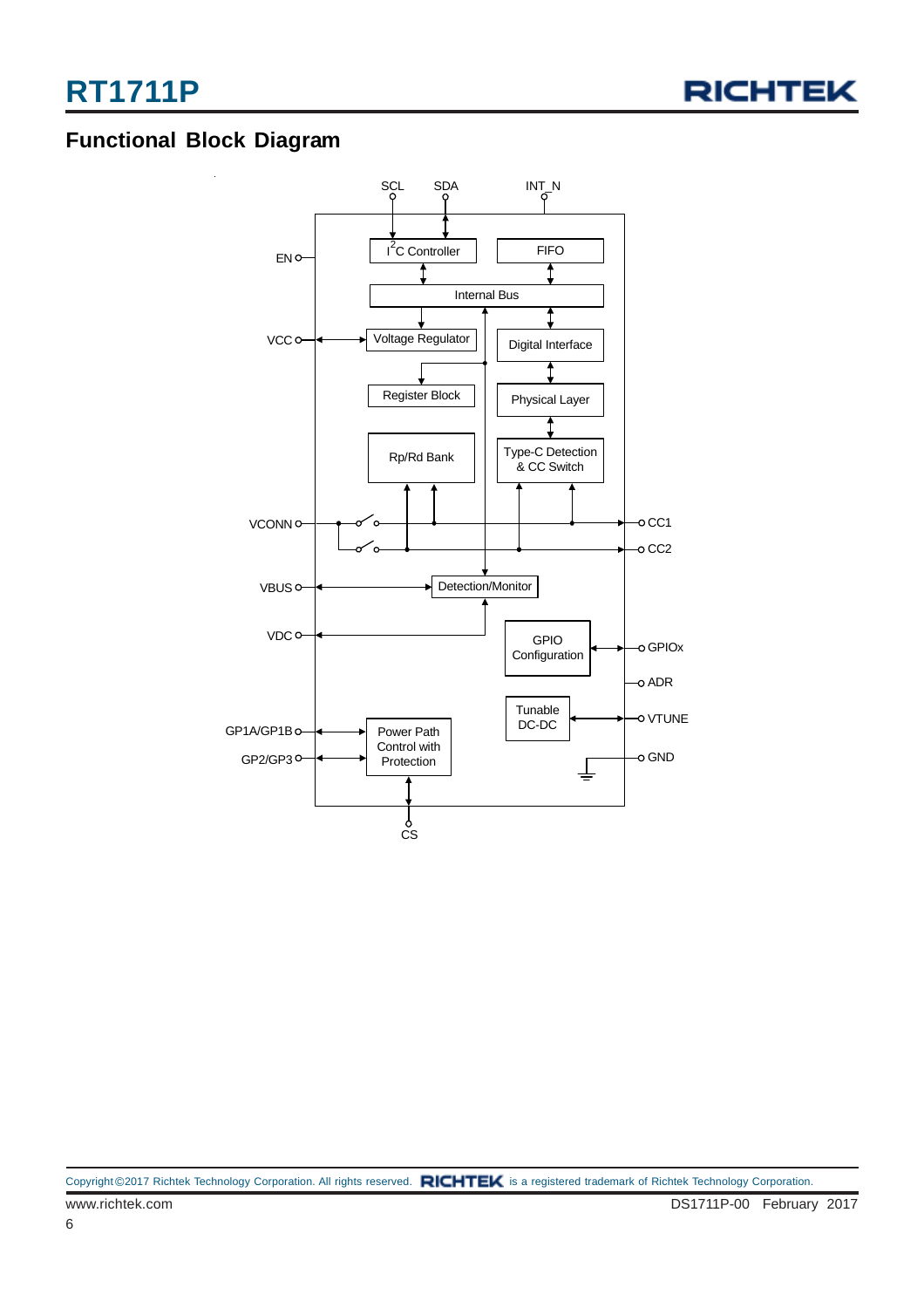## Functional Block Diagram

SCL SDA INT_N

EN

$I^2C$ Controller

FIFO

Internal Bus

VCC

Voltage Regulator

Digital Interface

Register Block

Physical Layer

Rp/Rd Bank

Type-C Detection & CC Switch

VCONN

CC1

CC2

VBUS

Detection/Monitor

VDC

GPIO Configuration

GPIOx

ADR

Tunable DC-DC

VTUNE

GP1A/GP1B

Power Path Control with Protection

GP2/GP3

GND

CS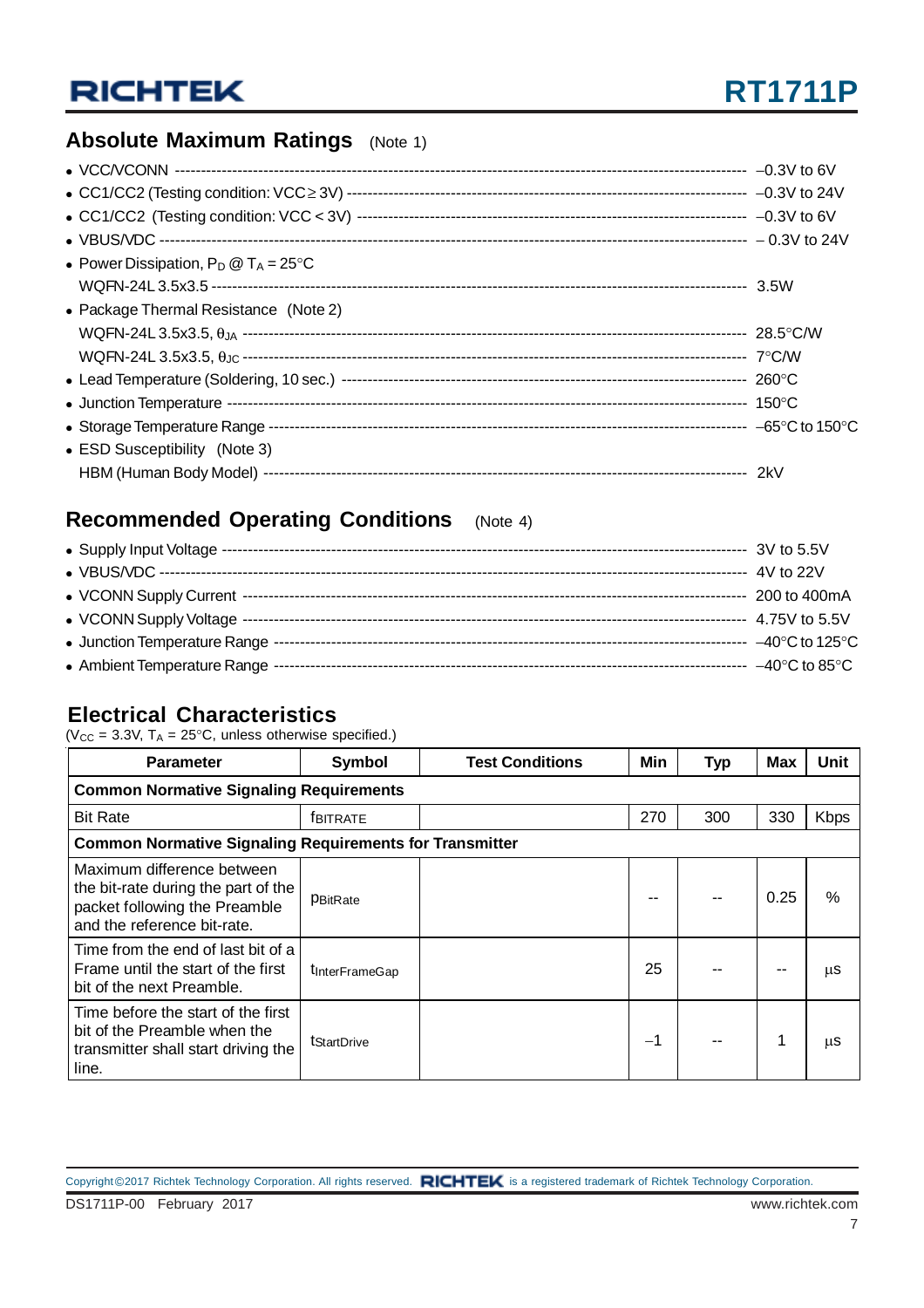## Absolute Maximum Ratings (Note 1)

- VCC/VCONN ------------------------------------------------------------------------------------------------------ –0.3V to 6V
- CC1/CC2 (Testing condition: VCC ≥ 3V) ------------------------------------------------------------------------- –0.3V to 24V
- CC1/CC2 (Testing condition: VCC < 3V) ------------------------------------------------------------------------- –0.3V to 6V
- VBUS/VDC ------------------------------------------------------------------------------------------------------- – 0.3V to 24V
- Power Dissipation, $P_D$ @ $T_A$ = 25°C
  WQFN-24L 3.5x3.5 ----------------------------------------------------------------------------------------------- 3.5W
- Package Thermal Resistance (Note 2)
  WQFN-24L 3.5x3.5, $\theta_{JA}$ ---------------------------------------------------------------------------------- 28.5°C/W
  WQFN-24L 3.5x3.5, $\theta_{JC}$ ---------------------------------------------------------------------------------- 7°C/W
- Lead Temperature (Soldering, 10 sec.) ------------------------------------------------------------------------------ 260°C
- Junction Temperature ------------------------------------------------------------------------------------------------ 150°C
- Storage Temperature Range ------------------------------------------------------------------------------------------ –65°C to 150°C
- ESD Susceptibility (Note 3)
  HBM (Human Body Model) ----------------------------------------------------------------------------------------- 2kV

## Recommended Operating Conditions (Note 4)

- Supply Input Voltage -------------------------------------------------------------------------------------------- 3V to 5.5V
- VBUS/VDC ------------------------------------------------------------------------------------------------------ 4V to 22V
- VCONN Supply Current --------------------------------------------------------------------------------------------- 200 to 400mA
- VCONN Supply Voltage --------------------------------------------------------------------------------------------- 4.75V to 5.5V
- Junction Temperature Range ----------------------------------------------------------------------------------------- –40°C to 125°C
- Ambient Temperature Range ----------------------------------------------------------------------------------------- –40°C to 85°C

## Electrical Characteristics

($V_{CC}$ = 3.3V, $T_A$ = 25°C, unless otherwise specified.)

| Parameter | Symbol | Test Conditions | Min | Typ | Max | Unit |
|---|---|---|---|---|---|---|
| **Common Normative Signaling Requirements** | | | | | | |
| Bit Rate | $f_{BITRATE}$ | | 270 | 300 | 330 | Kbps |
| **Common Normative Signaling Requirements for Transmitter** | | | | | | |
| Maximum difference between the bit-rate during the part of the packet following the Preamble and the reference bit-rate. | $p_{BitRate}$ | | -- | -- | 0.25 | % |
| Time from the end of last bit of a Frame until the start of the first bit of the next Preamble. | $t_{InterFrameGap}$ | | 25 | -- | -- | μs |
| Time before the start of the first bit of the Preamble when the transmitter shall start driving the line. | $t_{StartDrive}$ | | –1 | -- | 1 | μs |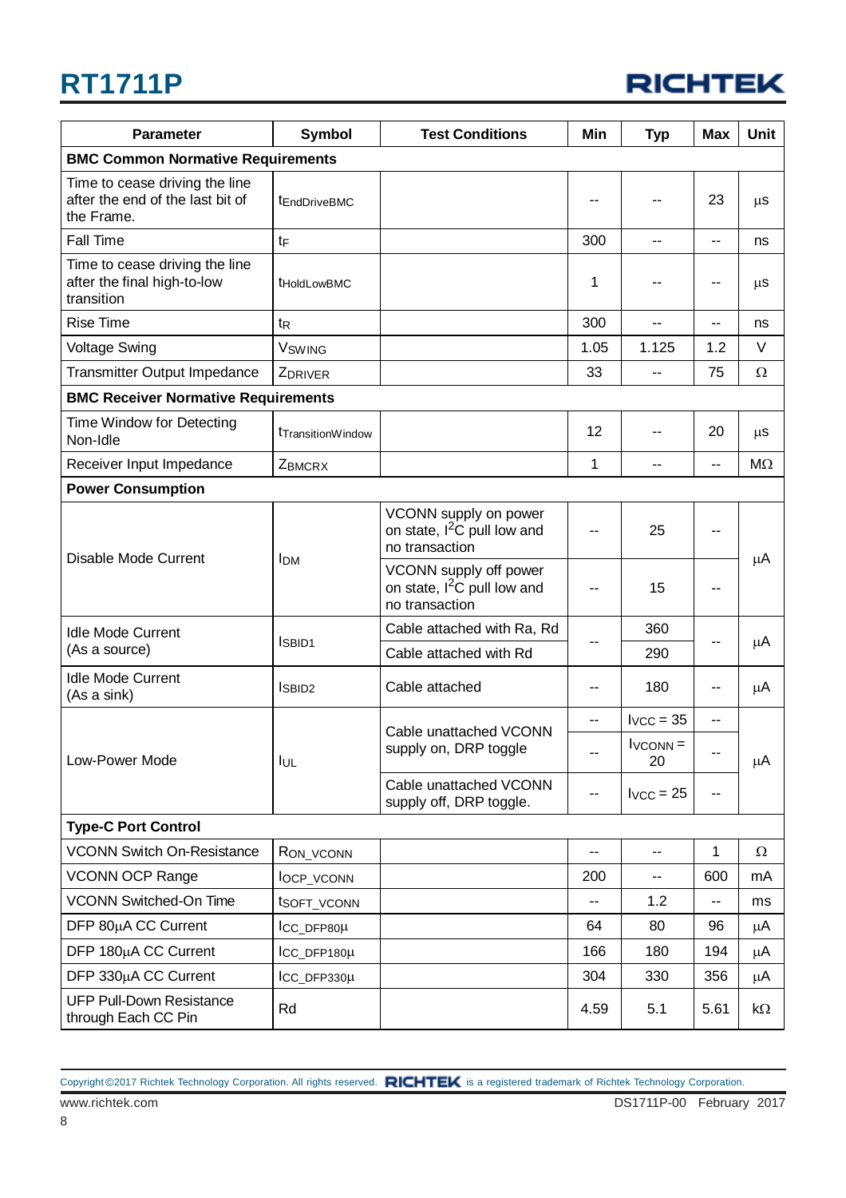| Parameter | Symbol | Test Conditions | Min | Typ | Max | Unit |
|---|---|---|---|---|---|---|
| **BMC Common Normative Requirements** | | | | | | |
| Time to cease driving the line after the end of the last bit of the Frame. | $t_{EndDriveBMC}$ | | -- | -- | 23 | μs |
| Fall Time | $t_F$ | | 300 | -- | -- | ns |
| Time to cease driving the line after the final high-to-low transition | $t_{HoldLowBMC}$ | | 1 | -- | -- | μs |
| Rise Time | $t_R$ | | 300 | -- | -- | ns |
| Voltage Swing | $V_{SWING}$ | | 1.05 | 1.125 | 1.2 | V |
| Transmitter Output Impedance | $Z_{DRIVER}$ | | 33 | -- | 75 | Ω |
| **BMC Receiver Normative Requirements** | | | | | | |
| Time Window for Detecting Non-Idle | $t_{TransitionWindow}$ | | 12 | -- | 20 | μs |
| Receiver Input Impedance | $Z_{BMCRX}$ | | 1 | -- | -- | MΩ |
| **Power Consumption** | | | | | | |
| Disable Mode Current | $I_{DM}$ | VCONN supply on power on state, $I^2C$ pull low and no transaction | -- | 25 | -- | μA |
| | | VCONN supply off power on state, $I^2C$ pull low and no transaction | -- | 15 | -- | |
| Idle Mode Current (As a source) | $I_{SBID1}$ | Cable attached with Ra, Rd | -- | 360 | -- | μA |
| | | Cable attached with Rd | | 290 | | |
| Idle Mode Current (As a sink) | $I_{SBID2}$ | Cable attached | -- | 180 | -- | μA |
| Low-Power Mode | $I_{UL}$ | Cable unattached VCONN supply on, DRP toggle | -- | $I_{VCC}$ = 35 | -- | μA |
| | | | -- | $I_{VCONN}$ = 20 | -- | |
| | | Cable unattached VCONN supply off, DRP toggle. | -- | $I_{VCC}$ = 25 | -- | |
| **Type-C Port Control** | | | | | | |
| VCONN Switch On-Resistance | $R_{ON\_VCONN}$ | | -- | -- | 1 | Ω |
| VCONN OCP Range | $I_{OCP\_VCONN}$ | | 200 | -- | 600 | mA |
| VCONN Switched-On Time | $t_{SOFT\_VCONN}$ | | -- | 1.2 | -- | ms |
| DFP 80μA CC Current | $I_{CC\_DFP80\mu}$ | | 64 | 80 | 96 | μA |
| DFP 180μA CC Current | $I_{CC\_DFP180\mu}$ | | 166 | 180 | 194 | μA |
| DFP 330μA CC Current | $I_{CC\_DFP330\mu}$ | | 304 | 330 | 356 | μA |
| UFP Pull-Down Resistance through Each CC Pin | Rd | | 4.59 | 5.1 | 5.61 | kΩ |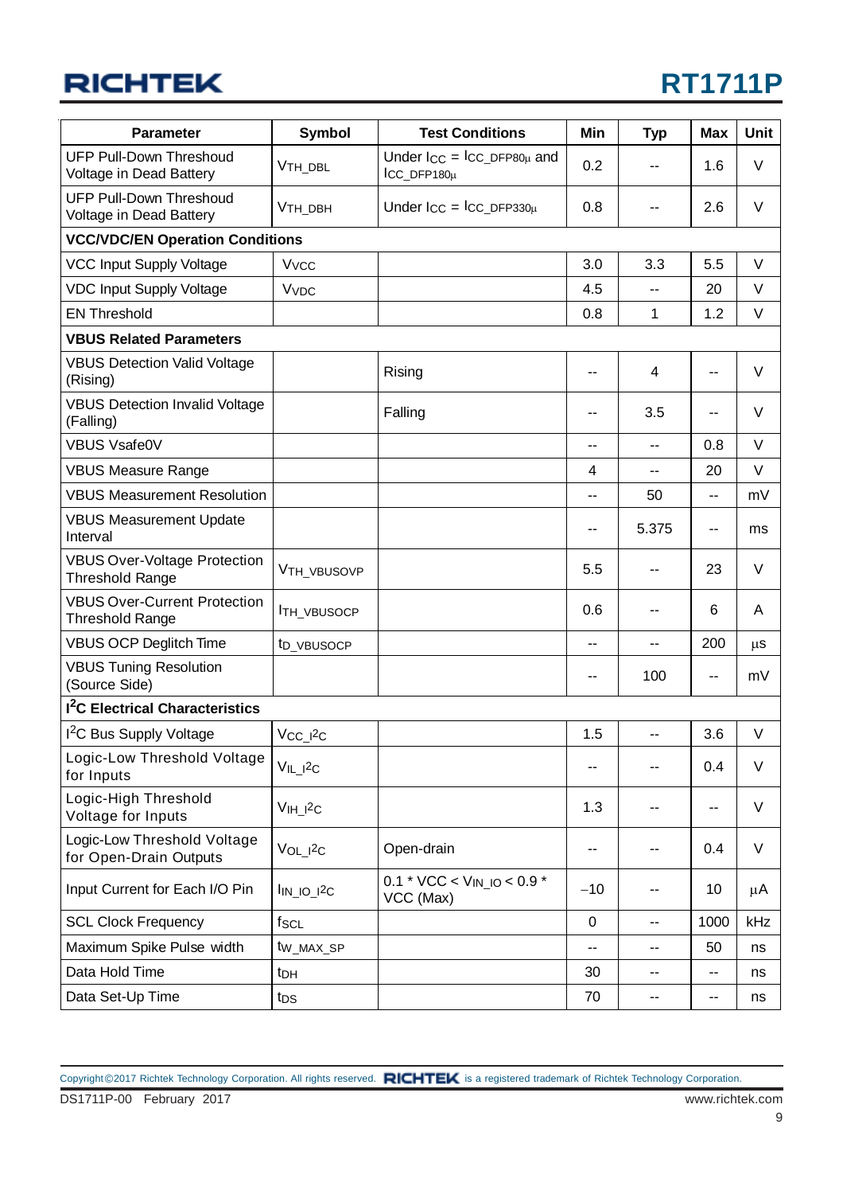| Parameter | Symbol | Test Conditions | Min | Typ | Max | Unit |
|---|---|---|---|---|---|---|
| UFP Pull-Down Threshold Voltage in Dead Battery | $V_{TH\_DBL}$ | Under $I_{CC}$ = $I_{CC\_DFP80\mu}$ and $I_{CC\_DFP180\mu}$ | 0.2 | -- | 1.6 | V |
| UFP Pull-Down Threshold Voltage in Dead Battery | $V_{TH\_DBH}$ | Under $I_{CC}$ = $I_{CC\_DFP330\mu}$ | 0.8 | -- | 2.6 | V |
| **VCC/VDC/EN Operation Conditions** | | | | | | |
| VCC Input Supply Voltage | $V_{VCC}$ | | 3.0 | 3.3 | 5.5 | V |
| VDC Input Supply Voltage | $V_{VDC}$ | | 4.5 | -- | 20 | V |
| EN Threshold | | | 0.8 | 1 | 1.2 | V |
| **VBUS Related Parameters** | | | | | | |
| VBUS Detection Valid Voltage (Rising) | | Rising | -- | 4 | -- | V |
| VBUS Detection Invalid Voltage (Falling) | | Falling | -- | 3.5 | -- | V |
| VBUS Vsafe0V | | | -- | -- | 0.8 | V |
| VBUS Measure Range | | | 4 | -- | 20 | V |
| VBUS Measurement Resolution | | | -- | 50 | -- | mV |
| VBUS Measurement Update Interval | | | -- | 5.375 | -- | ms |
| VBUS Over-Voltage Protection Threshold Range | $V_{TH\_VBUSOVP}$ | | 5.5 | -- | 23 | V |
| VBUS Over-Current Protection Threshold Range | $I_{TH\_VBUSOCP}$ | | 0.6 | -- | 6 | A |
| VBUS OCP Deglitch Time | $t_{D\_VBUSOCP}$ | | -- | -- | 200 | μs |
| VBUS Tuning Resolution (Source Side) | | | -- | 100 | -- | mV |
| **I²C Electrical Characteristics** | | | | | | |
| I²C Bus Supply Voltage | $V_{CC\_I^2C}$ | | 1.5 | -- | 3.6 | V |
| Logic-Low Threshold Voltage for Inputs | $V_{IL\_I^2C}$ | | -- | -- | 0.4 | V |
| Logic-High Threshold Voltage for Inputs | $V_{IH\_I^2C}$ | | 1.3 | -- | -- | V |
| Logic-Low Threshold Voltage for Open-Drain Outputs | $V_{OL\_I^2C}$ | Open-drain | -- | -- | 0.4 | V |
| Input Current for Each I/O Pin | $I_{IN\_IO\_I^2C}$ | 0.1 * VCC < $V_{IN\_IO}$ < 0.9 * VCC (Max) | −10 | -- | 10 | μA |
| SCL Clock Frequency | $f_{SCL}$ | | 0 | -- | 1000 | kHz |
| Maximum Spike Pulse width | $t_{W\_MAX\_SP}$ | | -- | -- | 50 | ns |
| Data Hold Time | $t_{DH}$ | | 30 | -- | -- | ns |
| Data Set-Up Time | $t_{DS}$ | | 70 | -- | -- | ns |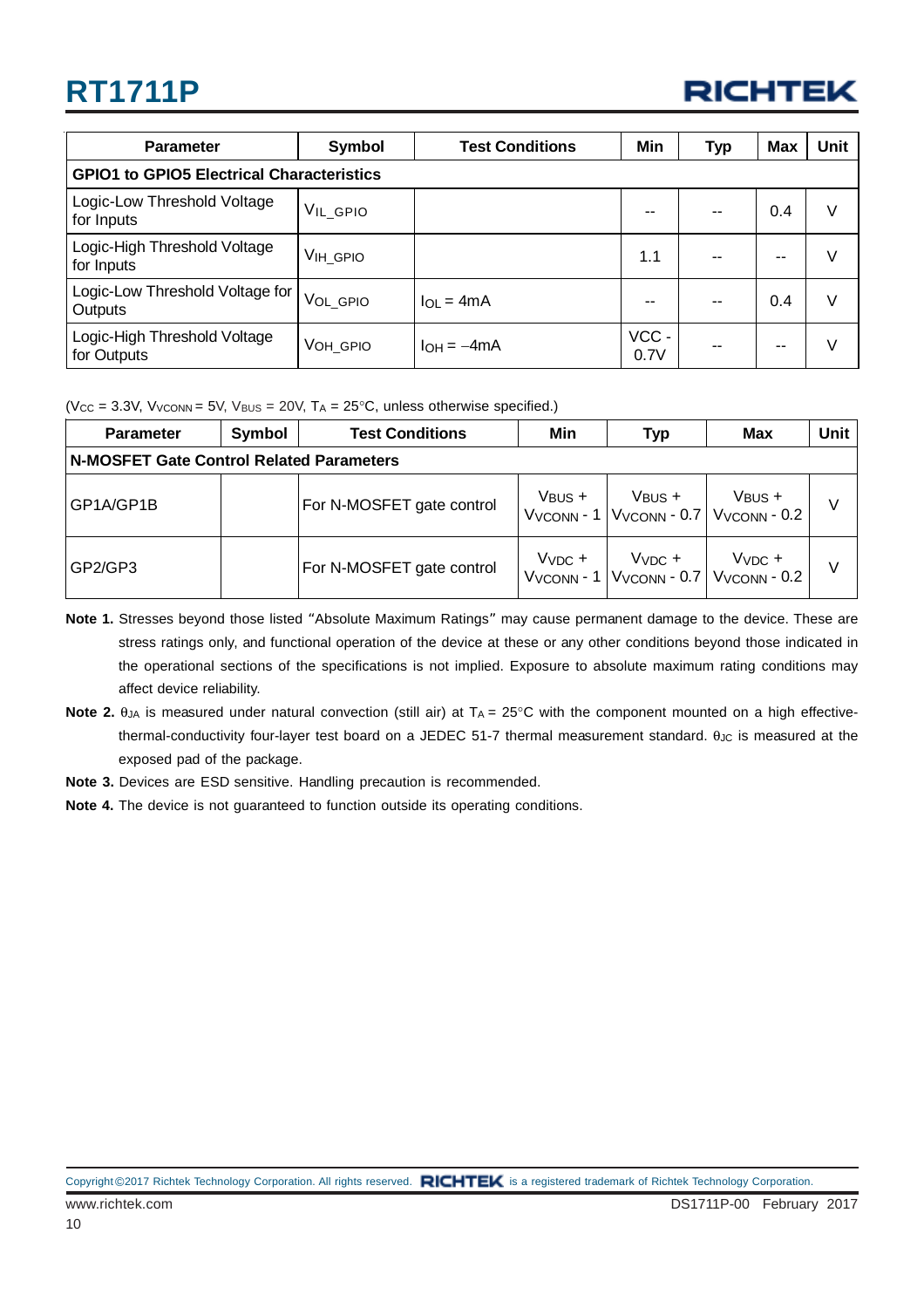| Parameter | Symbol | Test Conditions | Min | Typ | Max | Unit |
|---|---|---|---|---|---|---|
| **GPIO1 to GPIO5 Electrical Characteristics** | | | | | | |
| Logic-Low Threshold Voltage for Inputs | $V_{IL\_GPIO}$ | | -- | -- | 0.4 | V |
| Logic-High Threshold Voltage for Inputs | $V_{IH\_GPIO}$ | | 1.1 | -- | -- | V |
| Logic-Low Threshold Voltage for Outputs | $V_{OL\_GPIO}$ | $I_{OL}$ = 4mA | -- | -- | 0.4 | V |
| Logic-High Threshold Voltage for Outputs | $V_{OH\_GPIO}$ | $I_{OH}$ = −4mA | VCC - 0.7V | -- | -- | V |

($V_{CC}$ = 3.3V, $V_{VCONN}$ = 5V, $V_{BUS}$ = 20V, $T_A$ = 25°C, unless otherwise specified.)

| Parameter | Symbol | Test Conditions | Min | Typ | Max | Unit |
|---|---|---|---|---|---|---|
| **N-MOSFET Gate Control Related Parameters** | | | | | | |
| GP1A/GP1B | | For N-MOSFET gate control | $V_{BUS}$ + $V_{VCONN}$ - 1 | $V_{BUS}$ + $V_{VCONN}$ - 0.7 | $V_{BUS}$ + $V_{VCONN}$ - 0.2 | V |
| GP2/GP3 | | For N-MOSFET gate control | $V_{VDC}$ + $V_{VCONN}$ - 1 | $V_{VDC}$ + $V_{VCONN}$ - 0.7 | $V_{VDC}$ + $V_{VCONN}$ - 0.2 | V |

**Note 1.** Stresses beyond those listed "Absolute Maximum Ratings" may cause permanent damage to the device. These are stress ratings only, and functional operation of the device at these or any other conditions beyond those indicated in the operational sections of the specifications is not implied. Exposure to absolute maximum rating conditions may affect device reliability.

**Note 2.** $\theta_{JA}$ is measured under natural convection (still air) at $T_A$ = 25°C with the component mounted on a high effective-thermal-conductivity four-layer test board on a JEDEC 51-7 thermal measurement standard. $\theta_{JC}$ is measured at the exposed pad of the package.

**Note 3.** Devices are ESD sensitive. Handling precaution is recommended.

**Note 4.** The device is not guaranteed to function outside its operating conditions.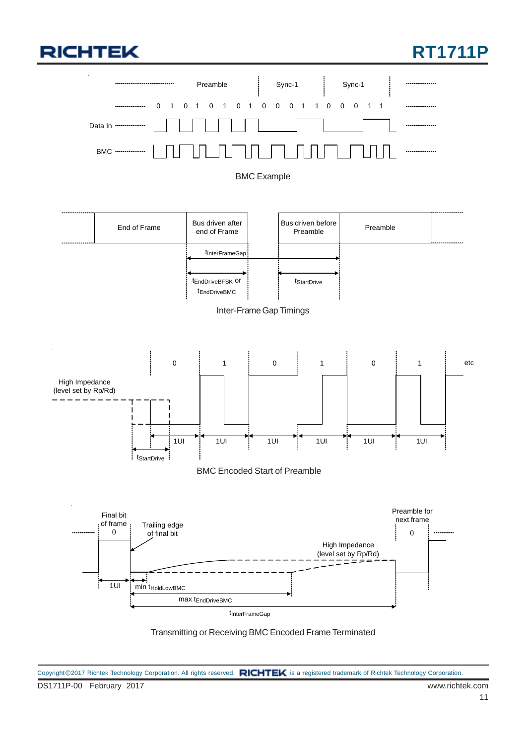Preamble | Sync-1 | Sync-1

0 1 0 1 0 1 0 1 0 0 0 1 1 0 0 0 1 1

Data In

BMC

BMC Example

| End of Frame | Bus driven after end of Frame | | Bus driven before Preamble | Preamble |
|---|---|---|---|---|

$t_{InterFrameGap}$

$t_{EndDriveBFSK}$ or $t_{EndDriveBMC}$

$t_{StartDrive}$

Inter-Frame Gap Timings

0 1 0 1 0 1 etc

High Impedance (level set by Rp/Rd)

1UI 1UI 1UI 1UI 1UI 1UI

$t_{StartDrive}$

BMC Encoded Start of Preamble

Final bit of frame 0

Trailing edge of final bit

Preamble for next frame 0

High Impedance (level set by Rp/Rd)

1UI

min $t_{HoldLowBMC}$

max $t_{EndDriveBMC}$

$t_{InterFrameGap}$

Transmitting or Receiving BMC Encoded Frame Terminated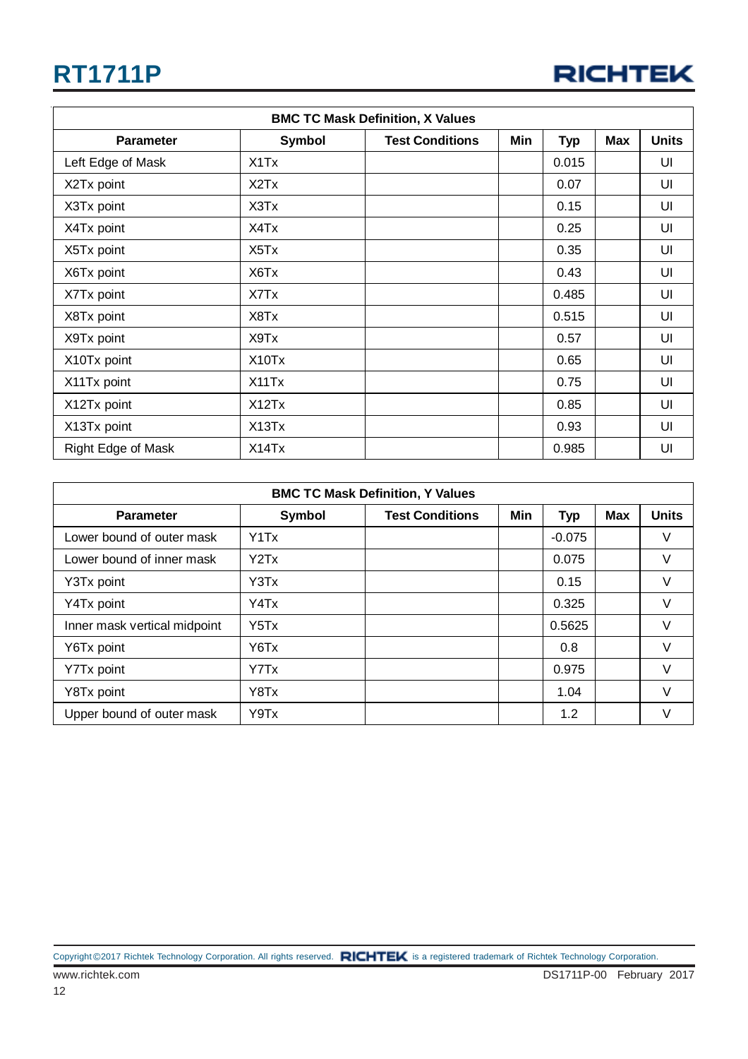| BMC TC Mask Definition, X Values | | | | | | |
|---|---|---|---|---|---|---|
| **Parameter** | **Symbol** | **Test Conditions** | **Min** | **Typ** | **Max** | **Units** |
| Left Edge of Mask | X1Tx | | | 0.015 | | UI |
| X2Tx point | X2Tx | | | 0.07 | | UI |
| X3Tx point | X3Tx | | | 0.15 | | UI |
| X4Tx point | X4Tx | | | 0.25 | | UI |
| X5Tx point | X5Tx | | | 0.35 | | UI |
| X6Tx point | X6Tx | | | 0.43 | | UI |
| X7Tx point | X7Tx | | | 0.485 | | UI |
| X8Tx point | X8Tx | | | 0.515 | | UI |
| X9Tx point | X9Tx | | | 0.57 | | UI |
| X10Tx point | X10Tx | | | 0.65 | | UI |
| X11Tx point | X11Tx | | | 0.75 | | UI |
| X12Tx point | X12Tx | | | 0.85 | | UI |
| X13Tx point | X13Tx | | | 0.93 | | UI |
| Right Edge of Mask | X14Tx | | | 0.985 | | UI |

| BMC TC Mask Definition, Y Values | | | | | | |
|---|---|---|---|---|---|---|
| **Parameter** | **Symbol** | **Test Conditions** | **Min** | **Typ** | **Max** | **Units** |
| Lower bound of outer mask | Y1Tx | | | -0.075 | | V |
| Lower bound of inner mask | Y2Tx | | | 0.075 | | V |
| Y3Tx point | Y3Tx | | | 0.15 | | V |
| Y4Tx point | Y4Tx | | | 0.325 | | V |
| Inner mask vertical midpoint | Y5Tx | | | 0.5625 | | V |
| Y6Tx point | Y6Tx | | | 0.8 | | V |
| Y7Tx point | Y7Tx | | | 0.975 | | V |
| Y8Tx point | Y8Tx | | | 1.04 | | V |
| Upper bound of outer mask | Y9Tx | | | 1.2 | | V |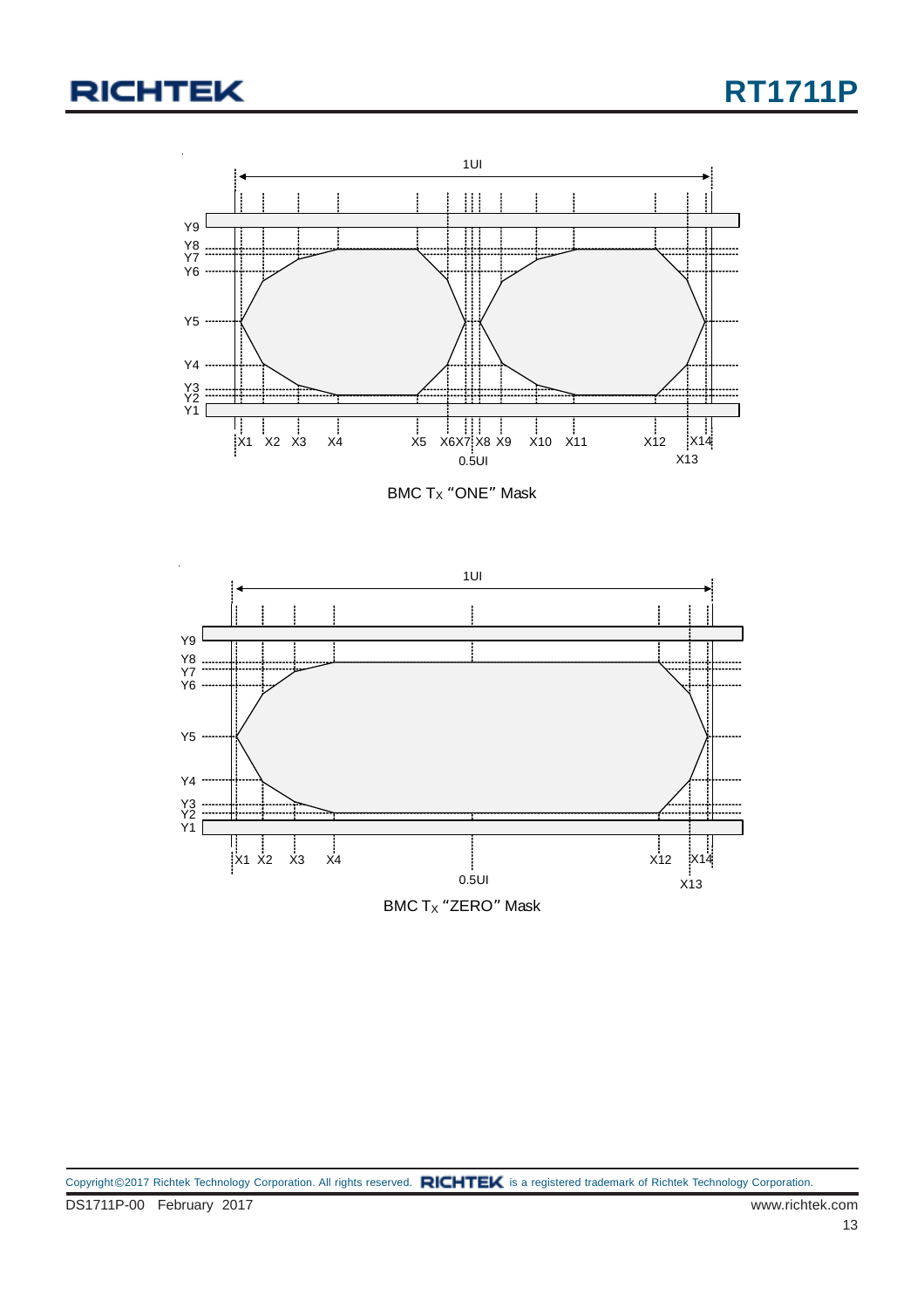BMC $T_X$ "ONE" Mask

BMC $T_X$ "ZERO" Mask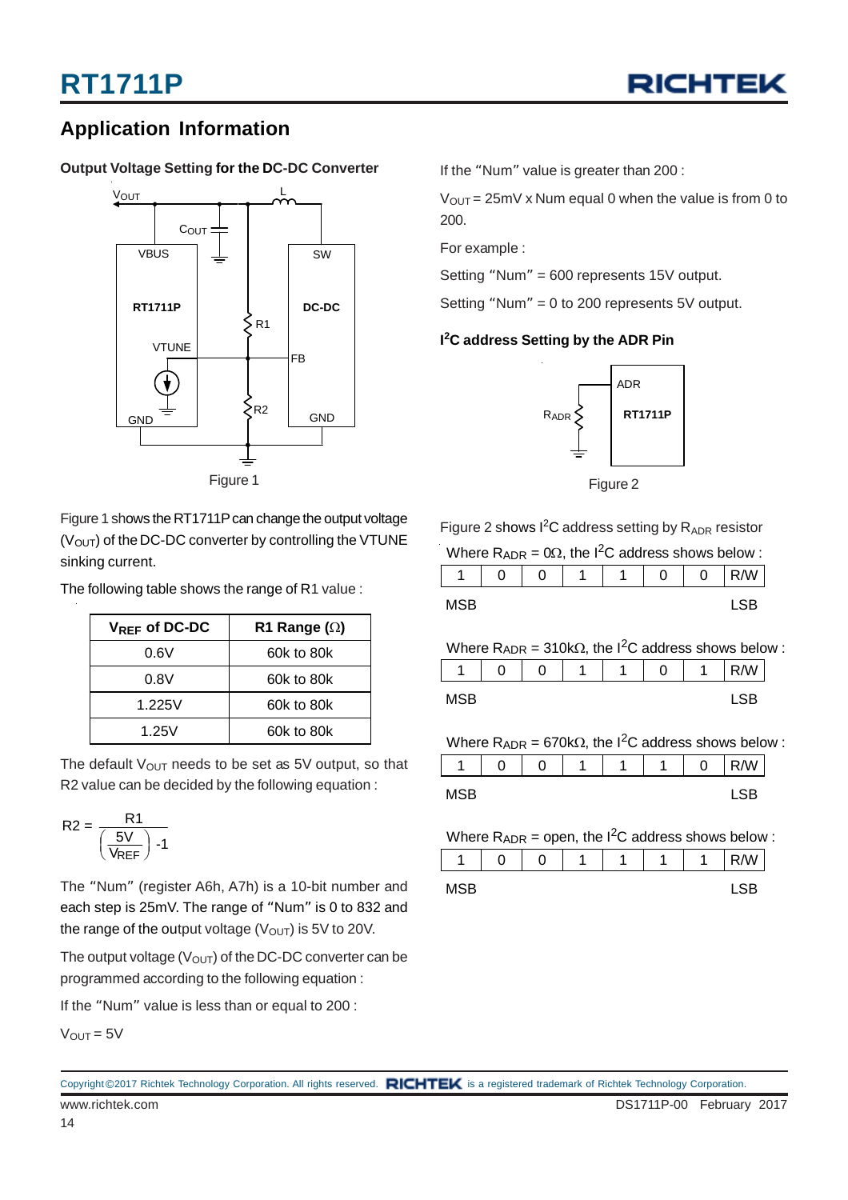## Application Information

### Output Voltage Setting for the DC-DC Converter

Figure 1

Figure 1 shows the RT1711P can change the output voltage ($V_{OUT}$) of the DC-DC converter by controlling the VTUNE sinking current.

The following table shows the range of R1 value :

| $V_{REF}$ of DC-DC | R1 Range (Ω) |
|---|---|
| 0.6V | 60k to 80k |
| 0.8V | 60k to 80k |
| 1.225V | 60k to 80k |
| 1.25V | 60k to 80k |

The default $V_{OUT}$ needs to be set as 5V output, so that R2 value can be decided by the following equation :

$$R2 = \frac{R1}{\left(\frac{5V}{V_{REF}}\right) - 1}$$

The "Num" (register A6h, A7h) is a 10-bit number and each step is 25mV. The range of "Num" is 0 to 832 and the range of the output voltage ($V_{OUT}$) is 5V to 20V.

The output voltage ($V_{OUT}$) of the DC-DC converter can be programmed according to the following equation :

If the "Num" value is less than or equal to 200 :

$V_{OUT}$ = 5V

If the "Num" value is greater than 200 :

$V_{OUT}$ = 25mV x Num equal 0 when the value is from 0 to 200.

For example :

Setting "Num" = 600 represents 15V output.

Setting "Num" = 0 to 200 represents 5V output.

### I²C address Setting by the ADR Pin

Figure 2

Figure 2 shows I²C address setting by $R_{ADR}$ resistor

Where $R_{ADR}$ = 0Ω, the I²C address shows below :

| 1 | 0 | 0 | 1 | 1 | 0 | 0 | R/W |
|---|---|---|---|---|---|---|---|
| MSB | | | | | | | LSB |

Where $R_{ADR}$ = 310kΩ, the I²C address shows below :

| 1 | 0 | 0 | 1 | 1 | 0 | 1 | R/W |
|---|---|---|---|---|---|---|---|
| MSB | | | | | | | LSB |

Where $R_{ADR}$ = 670kΩ, the I²C address shows below :

| 1 | 0 | 0 | 1 | 1 | 1 | 0 | R/W |
|---|---|---|---|---|---|---|---|
| MSB | | | | | | | LSB |

Where $R_{ADR}$ = open, the I²C address shows below :

| 1 | 0 | 0 | 1 | 1 | 1 | 1 | R/W |
|---|---|---|---|---|---|---|---|
| MSB | | | | | | | LSB |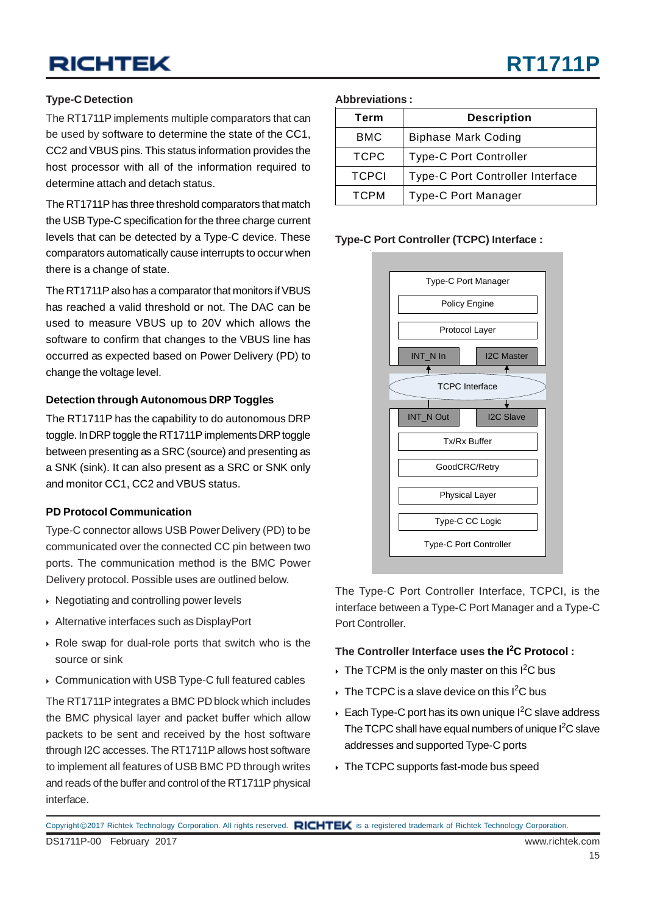### Type-C Detection

The RT1711P implements multiple comparators that can be used by software to determine the state of the CC1, CC2 and VBUS pins. This status information provides the host processor with all of the information required to determine attach and detach status.

The RT1711P has three threshold comparators that match the USB Type-C specification for the three charge current levels that can be detected by a Type-C device. These comparators automatically cause interrupts to occur when there is a change of state.

The RT1711P also has a comparator that monitors if VBUS has reached a valid threshold or not. The DAC can be used to measure VBUS up to 20V which allows the software to confirm that changes to the VBUS line has occurred as expected based on Power Delivery (PD) to change the voltage level.

### Detection through Autonomous DRP Toggles

The RT1711P has the capability to do autonomous DRP toggle. In DRP toggle the RT1711P implements DRP toggle between presenting as a SRC (source) and presenting as a SNK (sink). It can also present as a SRC or SNK only and monitor CC1, CC2 and VBUS status.

### PD Protocol Communication

Type-C connector allows USB Power Delivery (PD) to be communicated over the connected CC pin between two ports. The communication method is the BMC Power Delivery protocol. Possible uses are outlined below.

- Negotiating and controlling power levels
- Alternative interfaces such as DisplayPort
- Role swap for dual-role ports that switch who is the source or sink
- Communication with USB Type-C full featured cables

The RT1711P integrates a BMC PD block which includes the BMC physical layer and packet buffer which allow packets to be sent and received by the host software through I2C accesses. The RT1711P allows host software to implement all features of USB BMC PD through writes and reads of the buffer and control of the RT1711P physical interface.

**Abbreviations :**

| Term | Description |
|---|---|
| BMC | Biphase Mark Coding |
| TCPC | Type-C Port Controller |
| TCPCI | Type-C Port Controller Interface |
| TCPM | Type-C Port Manager |

### Type-C Port Controller (TCPC) Interface :

Type-C Port Manager: Policy Engine; Protocol Layer; INT_N In; I2C Master

TCPC Interface

Type-C Port Controller: INT_N Out; I2C Slave; Tx/Rx Buffer; GoodCRC/Retry; Physical Layer; Type-C CC Logic

The Type-C Port Controller Interface, TCPCI, is the interface between a Type-C Port Manager and a Type-C Port Controller.

### The Controller Interface uses the I$^2$C Protocol :

- The TCPM is the only master on this I$^2$C bus
- The TCPC is a slave device on this I$^2$C bus
- Each Type-C port has its own unique I$^2$C slave address The TCPC shall have equal numbers of unique I$^2$C slave addresses and supported Type-C ports
- The TCPC supports fast-mode bus speed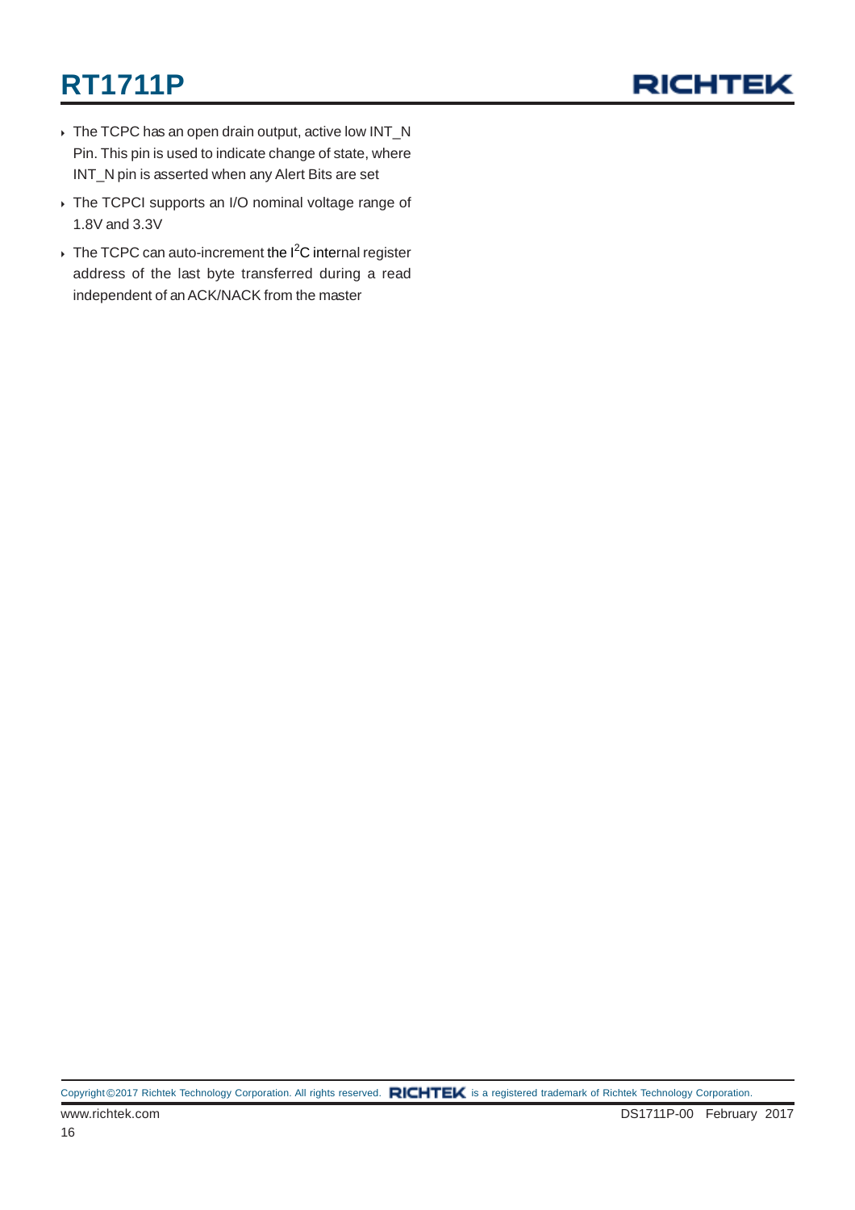- The TCPC has an open drain output, active low INT_N Pin. This pin is used to indicate change of state, where INT_N pin is asserted when any Alert Bits are set
- The TCPCI supports an I/O nominal voltage range of 1.8V and 3.3V
- The TCPC can auto-increment the $I^2C$ internal register address of the last byte transferred during a read independent of an ACK/NACK from the master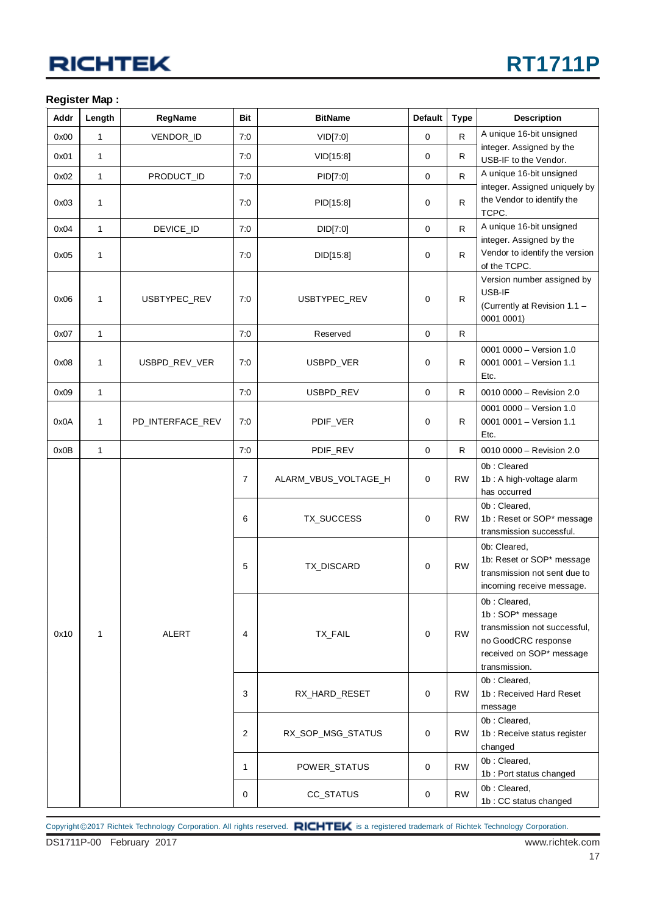**Register Map :**

| Addr | Length | RegName | Bit | BitName | Default | Type | Description |
|---|---|---|---|---|---|---|---|
| 0x00 | 1 | VENDOR_ID | 7:0 | VID[7:0] | 0 | R | A unique 16-bit unsigned integer. Assigned by the USB-IF to the Vendor. |
| 0x01 | 1 | | 7:0 | VID[15:8] | 0 | R | |
| 0x02 | 1 | PRODUCT_ID | 7:0 | PID[7:0] | 0 | R | A unique 16-bit unsigned integer. Assigned uniquely by the Vendor to identify the TCPC. |
| 0x03 | 1 | | 7:0 | PID[15:8] | 0 | R | |
| 0x04 | 1 | DEVICE_ID | 7:0 | DID[7:0] | 0 | R | A unique 16-bit unsigned integer. Assigned by the Vendor to identify the version of the TCPC. |
| 0x05 | 1 | | 7:0 | DID[15:8] | 0 | R | |
| 0x06 | 1 | USBTYPEC_REV | 7:0 | USBTYPEC_REV | 0 | R | Version number assigned by USB-IF (Currently at Revision 1.1 – 0001 0001) |
| 0x07 | 1 | | 7:0 | Reserved | 0 | R | |
| 0x08 | 1 | USBPD_REV_VER | 7:0 | USBPD_VER | 0 | R | 0001 0000 – Version 1.0 0001 0001 – Version 1.1 Etc. |
| 0x09 | 1 | | 7:0 | USBPD_REV | 0 | R | 0010 0000 – Revision 2.0 |
| 0x0A | 1 | PD_INTERFACE_REV | 7:0 | PDIF_VER | 0 | R | 0001 0000 – Version 1.0 0001 0001 – Version 1.1 Etc. |
| 0x0B | 1 | | 7:0 | PDIF_REV | 0 | R | 0010 0000 – Revision 2.0 |
| 0x10 | 1 | ALERT | 7 | ALARM_VBUS_VOLTAGE_H | 0 | RW | 0b : Cleared 1b : A high-voltage alarm has occurred |
| | | | 6 | TX_SUCCESS | 0 | RW | 0b : Cleared, 1b : Reset or SOP* message transmission successful. |
| | | | 5 | TX_DISCARD | 0 | RW | 0b: Cleared, 1b: Reset or SOP* message transmission not sent due to incoming receive message. |
| | | | 4 | TX_FAIL | 0 | RW | 0b : Cleared, 1b : SOP* message transmission not successful, no GoodCRC response received on SOP* message transmission. |
| | | | 3 | RX_HARD_RESET | 0 | RW | 0b : Cleared, 1b : Received Hard Reset message |
| | | | 2 | RX_SOP_MSG_STATUS | 0 | RW | 0b : Cleared, 1b : Receive status register changed |
| | | | 1 | POWER_STATUS | 0 | RW | 0b : Cleared, 1b : Port status changed |
| | | | 0 | CC_STATUS | 0 | RW | 0b : Cleared, 1b : CC status changed |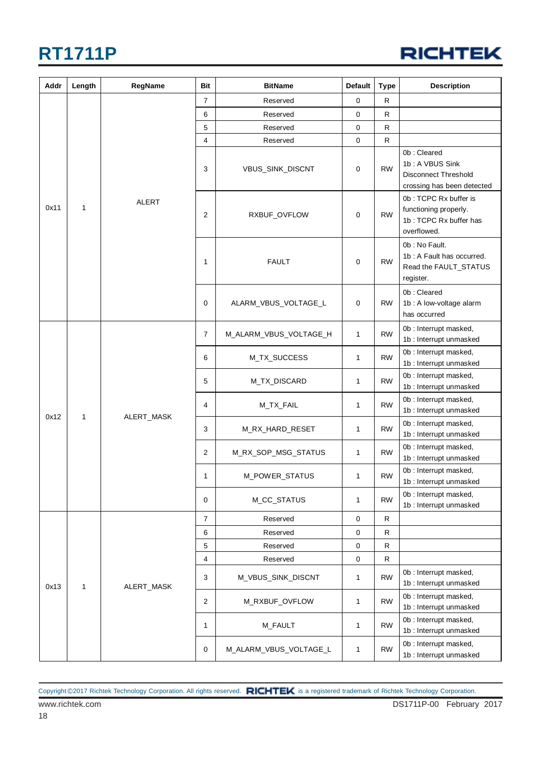| Addr | Length | RegName | Bit | BitName | Default | Type | Description |
|---|---|---|---|---|---|---|---|
| 0x11 | 1 | ALERT | 7 | Reserved | 0 | R | |
| | | | 6 | Reserved | 0 | R | |
| | | | 5 | Reserved | 0 | R | |
| | | | 4 | Reserved | 0 | R | |
| | | | 3 | VBUS_SINK_DISCNT | 0 | RW | 0b : Cleared 1b : A VBUS Sink Disconnect Threshold crossing has been detected |
| | | | 2 | RXBUF_OVFLOW | 0 | RW | 0b : TCPC Rx buffer is functioning properly. 1b : TCPC Rx buffer has overflowed. |
| | | | 1 | FAULT | 0 | RW | 0b : No Fault. 1b : A Fault has occurred. Read the FAULT_STATUS register. |
| | | | 0 | ALARM_VBUS_VOLTAGE_L | 0 | RW | 0b : Cleared 1b : A low-voltage alarm has occurred |
| 0x12 | 1 | ALERT_MASK | 7 | M_ALARM_VBUS_VOLTAGE_H | 1 | RW | 0b : Interrupt masked, 1b : Interrupt unmasked |
| | | | 6 | M_TX_SUCCESS | 1 | RW | 0b : Interrupt masked, 1b : Interrupt unmasked |
| | | | 5 | M_TX_DISCARD | 1 | RW | 0b : Interrupt masked, 1b : Interrupt unmasked |
| | | | 4 | M_TX_FAIL | 1 | RW | 0b : Interrupt masked, 1b : Interrupt unmasked |
| | | | 3 | M_RX_HARD_RESET | 1 | RW | 0b : Interrupt masked, 1b : Interrupt unmasked |
| | | | 2 | M_RX_SOP_MSG_STATUS | 1 | RW | 0b : Interrupt masked, 1b : Interrupt unmasked |
| | | | 1 | M_POWER_STATUS | 1 | RW | 0b : Interrupt masked, 1b : Interrupt unmasked |
| | | | 0 | M_CC_STATUS | 1 | RW | 0b : Interrupt masked, 1b : Interrupt unmasked |
| 0x13 | 1 | ALERT_MASK | 7 | Reserved | 0 | R | |
| | | | 6 | Reserved | 0 | R | |
| | | | 5 | Reserved | 0 | R | |
| | | | 4 | Reserved | 0 | R | |
| | | | 3 | M_VBUS_SINK_DISCNT | 1 | RW | 0b : Interrupt masked, 1b : Interrupt unmasked |
| | | | 2 | M_RXBUF_OVFLOW | 1 | RW | 0b : Interrupt masked, 1b : Interrupt unmasked |
| | | | 1 | M_FAULT | 1 | RW | 0b : Interrupt masked, 1b : Interrupt unmasked |
| | | | 0 | M_ALARM_VBUS_VOLTAGE_L | 1 | RW | 0b : Interrupt masked, 1b : Interrupt unmasked |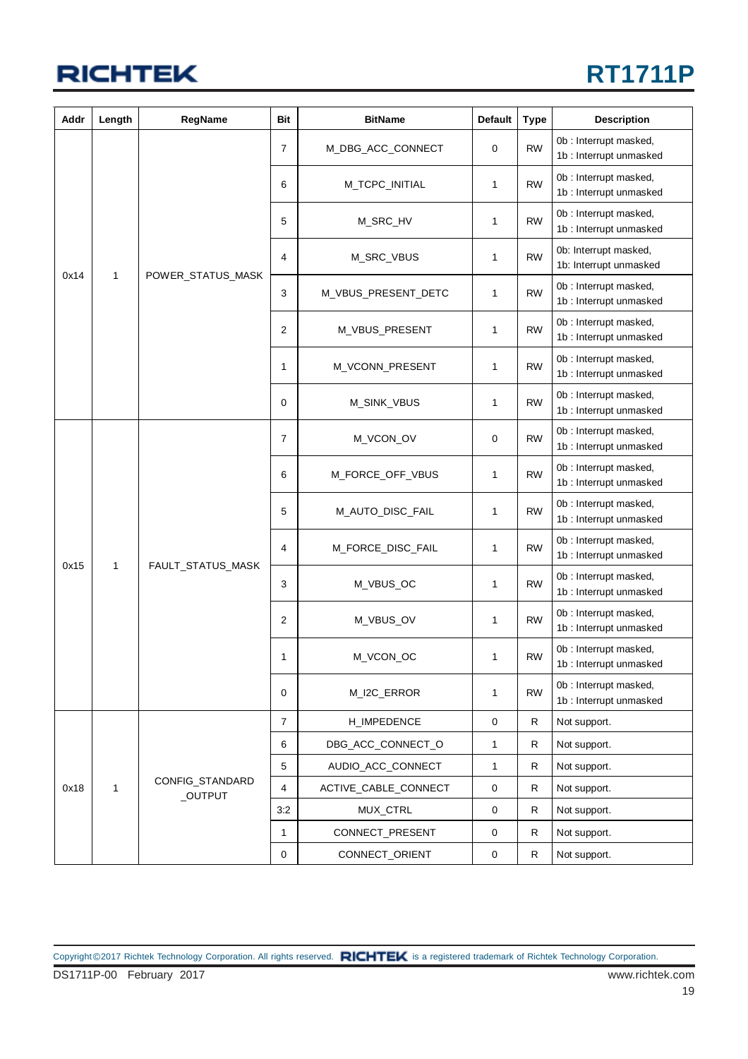| Addr | Length | RegName | Bit | BitName | Default | Type | Description |
|---|---|---|---|---|---|---|---|
| 0x14 | 1 | POWER_STATUS_MASK | 7 | M_DBG_ACC_CONNECT | 0 | RW | 0b : Interrupt masked, 1b : Interrupt unmasked |
| | | | 6 | M_TCPC_INITIAL | 1 | RW | 0b : Interrupt masked, 1b : Interrupt unmasked |
| | | | 5 | M_SRC_HV | 1 | RW | 0b : Interrupt masked, 1b : Interrupt unmasked |
| | | | 4 | M_SRC_VBUS | 1 | RW | 0b: Interrupt masked, 1b: Interrupt unmasked |
| | | | 3 | M_VBUS_PRESENT_DETC | 1 | RW | 0b : Interrupt masked, 1b : Interrupt unmasked |
| | | | 2 | M_VBUS_PRESENT | 1 | RW | 0b : Interrupt masked, 1b : Interrupt unmasked |
| | | | 1 | M_VCONN_PRESENT | 1 | RW | 0b : Interrupt masked, 1b : Interrupt unmasked |
| | | | 0 | M_SINK_VBUS | 1 | RW | 0b : Interrupt masked, 1b : Interrupt unmasked |
| 0x15 | 1 | FAULT_STATUS_MASK | 7 | M_VCON_OV | 0 | RW | 0b : Interrupt masked, 1b : Interrupt unmasked |
| | | | 6 | M_FORCE_OFF_VBUS | 1 | RW | 0b : Interrupt masked, 1b : Interrupt unmasked |
| | | | 5 | M_AUTO_DISC_FAIL | 1 | RW | 0b : Interrupt masked, 1b : Interrupt unmasked |
| | | | 4 | M_FORCE_DISC_FAIL | 1 | RW | 0b : Interrupt masked, 1b : Interrupt unmasked |
| | | | 3 | M_VBUS_OC | 1 | RW | 0b : Interrupt masked, 1b : Interrupt unmasked |
| | | | 2 | M_VBUS_OV | 1 | RW | 0b : Interrupt masked, 1b : Interrupt unmasked |
| | | | 1 | M_VCON_OC | 1 | RW | 0b : Interrupt masked, 1b : Interrupt unmasked |
| | | | 0 | M_I2C_ERROR | 1 | RW | 0b : Interrupt masked, 1b : Interrupt unmasked |
| 0x18 | 1 | CONFIG_STANDARD_OUTPUT | 7 | H_IMPEDENCE | 0 | R | Not support. |
| | | | 6 | DBG_ACC_CONNECT_O | 1 | R | Not support. |
| | | | 5 | AUDIO_ACC_CONNECT | 1 | R | Not support. |
| | | | 4 | ACTIVE_CABLE_CONNECT | 0 | R | Not support. |
| | | | 3:2 | MUX_CTRL | 0 | R | Not support. |
| | | | 1 | CONNECT_PRESENT | 0 | R | Not support. |
| | | | 0 | CONNECT_ORIENT | 0 | R | Not support. |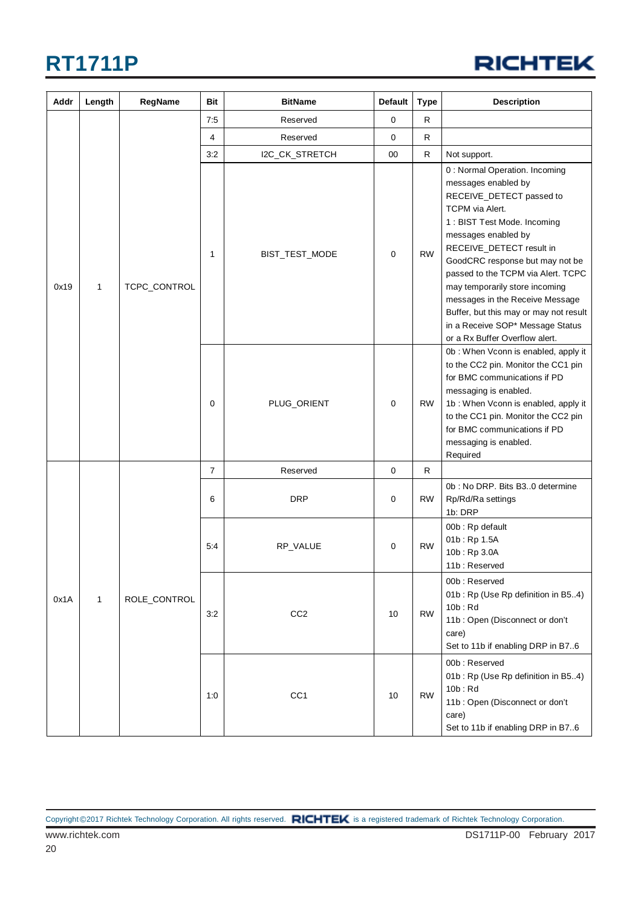| Addr | Length | RegName | Bit | BitName | Default | Type | Description |
|---|---|---|---|---|---|---|---|
| 0x19 | 1 | TCPC_CONTROL | 7:5 | Reserved | 0 | R | |
| | | | 4 | Reserved | 0 | R | |
| | | | 3:2 | I2C_CK_STRETCH | 00 | R | Not support. |
| | | | 1 | BIST_TEST_MODE | 0 | RW | 0 : Normal Operation. Incoming messages enabled by RECEIVE_DETECT passed to TCPM via Alert.<br>1 : BIST Test Mode. Incoming messages enabled by RECEIVE_DETECT result in GoodCRC response but may not be passed to the TCPM via Alert. TCPC may temporarily store incoming messages in the Receive Message Buffer, but this may or may not result in a Receive SOP* Message Status or a Rx Buffer Overflow alert. |
| | | | 0 | PLUG_ORIENT | 0 | RW | 0b : When Vconn is enabled, apply it to the CC2 pin. Monitor the CC1 pin for BMC communications if PD messaging is enabled.<br>1b : When Vconn is enabled, apply it to the CC1 pin. Monitor the CC2 pin for BMC communications if PD messaging is enabled.<br>Required |
| 0x1A | 1 | ROLE_CONTROL | 7 | Reserved | 0 | R | |
| | | | 6 | DRP | 0 | RW | 0b : No DRP. Bits B3..0 determine Rp/Rd/Ra settings<br>1b: DRP |
| | | | 5:4 | RP_VALUE | 0 | RW | 00b : Rp default<br>01b : Rp 1.5A<br>10b : Rp 3.0A<br>11b : Reserved |
| | | | 3:2 | CC2 | 10 | RW | 00b : Reserved<br>01b : Rp (Use Rp definition in B5..4)<br>10b : Rd<br>11b : Open (Disconnect or don't care)<br>Set to 11b if enabling DRP in B7..6 |
| | | | 1:0 | CC1 | 10 | RW | 00b : Reserved<br>01b : Rp (Use Rp definition in B5..4)<br>10b : Rd<br>11b : Open (Disconnect or don't care)<br>Set to 11b if enabling DRP in B7..6 |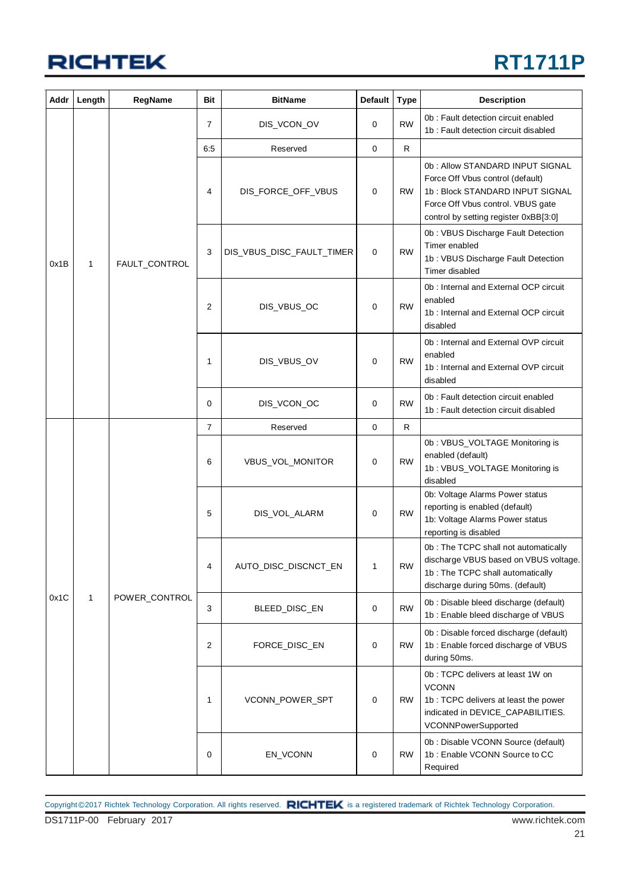| Addr | Length | RegName | Bit | BitName | Default | Type | Description |
|---|---|---|---|---|---|---|---|
| 0x1B | 1 | FAULT_CONTROL | 7 | DIS_VCON_OV | 0 | RW | 0b : Fault detection circuit enabled<br>1b : Fault detection circuit disabled |
| | | | 6:5 | Reserved | 0 | R | |
| | | | 4 | DIS_FORCE_OFF_VBUS | 0 | RW | 0b : Allow STANDARD INPUT SIGNAL Force Off Vbus control (default)<br>1b : Block STANDARD INPUT SIGNAL Force Off Vbus control. VBUS gate control by setting register 0xBB[3:0] |
| | | | 3 | DIS_VBUS_DISC_FAULT_TIMER | 0 | RW | 0b : VBUS Discharge Fault Detection Timer enabled<br>1b : VBUS Discharge Fault Detection Timer disabled |
| | | | 2 | DIS_VBUS_OC | 0 | RW | 0b : Internal and External OCP circuit enabled<br>1b : Internal and External OCP circuit disabled |
| | | | 1 | DIS_VBUS_OV | 0 | RW | 0b : Internal and External OVP circuit enabled<br>1b : Internal and External OVP circuit disabled |
| | | | 0 | DIS_VCON_OC | 0 | RW | 0b : Fault detection circuit enabled<br>1b : Fault detection circuit disabled |
| 0x1C | 1 | POWER_CONTROL | 7 | Reserved | 0 | R | |
| | | | 6 | VBUS_VOL_MONITOR | 0 | RW | 0b : VBUS_VOLTAGE Monitoring is enabled (default)<br>1b : VBUS_VOLTAGE Monitoring is disabled |
| | | | 5 | DIS_VOL_ALARM | 0 | RW | 0b: Voltage Alarms Power status reporting is enabled (default)<br>1b: Voltage Alarms Power status reporting is disabled |
| | | | 4 | AUTO_DISC_DISCNCT_EN | 1 | RW | 0b : The TCPC shall not automatically discharge VBUS based on VBUS voltage.<br>1b : The TCPC shall automatically discharge during 50ms. (default) |
| | | | 3 | BLEED_DISC_EN | 0 | RW | 0b : Disable bleed discharge (default)<br>1b : Enable bleed discharge of VBUS |
| | | | 2 | FORCE_DISC_EN | 0 | RW | 0b : Disable forced discharge (default)<br>1b : Enable forced discharge of VBUS during 50ms. |
| | | | 1 | VCONN_POWER_SPT | 0 | RW | 0b : TCPC delivers at least 1W on VCONN<br>1b : TCPC delivers at least the power indicated in DEVICE_CAPABILITIES. VCONNPowerSupported |
| | | | 0 | EN_VCONN | 0 | RW | 0b : Disable VCONN Source (default)<br>1b : Enable VCONN Source to CC Required |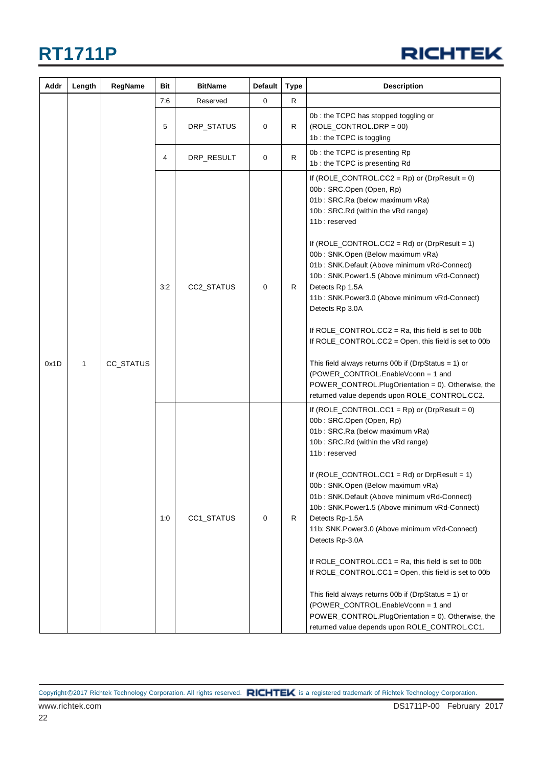| Addr | Length | RegName | Bit | BitName | Default | Type | Description |
|---|---|---|---|---|---|---|---|
| 0x1D | 1 | CC_STATUS | 7:6 | Reserved | 0 | R | |
| | | | 5 | DRP_STATUS | 0 | R | 0b : the TCPC has stopped toggling or (ROLE_CONTROL.DRP = 00)<br>1b : the TCPC is toggling |
| | | | 4 | DRP_RESULT | 0 | R | 0b : the TCPC is presenting Rp<br>1b : the TCPC is presenting Rd |
| | | | 3:2 | CC2_STATUS | 0 | R | If (ROLE_CONTROL.CC2 = Rp) or (DrpResult = 0)<br>00b : SRC.Open (Open, Rp)<br>01b : SRC.Ra (below maximum vRa)<br>10b : SRC.Rd (within the vRd range)<br>11b : reserved<br><br>If (ROLE_CONTROL.CC2 = Rd) or (DrpResult = 1)<br>00b : SNK.Open (Below maximum vRa)<br>01b : SNK.Default (Above minimum vRd-Connect)<br>10b : SNK.Power1.5 (Above minimum vRd-Connect) Detects Rp 1.5A<br>11b : SNK.Power3.0 (Above minimum vRd-Connect) Detects Rp 3.0A<br><br>If ROLE_CONTROL.CC2 = Ra, this field is set to 00b<br>If ROLE_CONTROL.CC2 = Open, this field is set to 00b<br><br>This field always returns 00b if (DrpStatus = 1) or (POWER_CONTROL.EnableVconn = 1 and POWER_CONTROL.PlugOrientation = 0). Otherwise, the returned value depends upon ROLE_CONTROL.CC2. |
| | | | 1:0 | CC1_STATUS | 0 | R | If (ROLE_CONTROL.CC1 = Rp) or (DrpResult = 0)<br>00b : SRC.Open (Open, Rp)<br>01b : SRC.Ra (below maximum vRa)<br>10b : SRC.Rd (within the vRd range)<br>11b : reserved<br><br>If (ROLE_CONTROL.CC1 = Rd) or DrpResult = 1)<br>00b : SNK.Open (Below maximum vRa)<br>01b : SNK.Default (Above minimum vRd-Connect)<br>10b : SNK.Power1.5 (Above minimum vRd-Connect) Detects Rp-1.5A<br>11b: SNK.Power3.0 (Above minimum vRd-Connect) Detects Rp-3.0A<br><br>If ROLE_CONTROL.CC1 = Ra, this field is set to 00b<br>If ROLE_CONTROL.CC1 = Open, this field is set to 00b<br><br>This field always returns 00b if (DrpStatus = 1) or (POWER_CONTROL.EnableVconn = 1 and POWER_CONTROL.PlugOrientation = 0). Otherwise, the returned value depends upon ROLE_CONTROL.CC1. |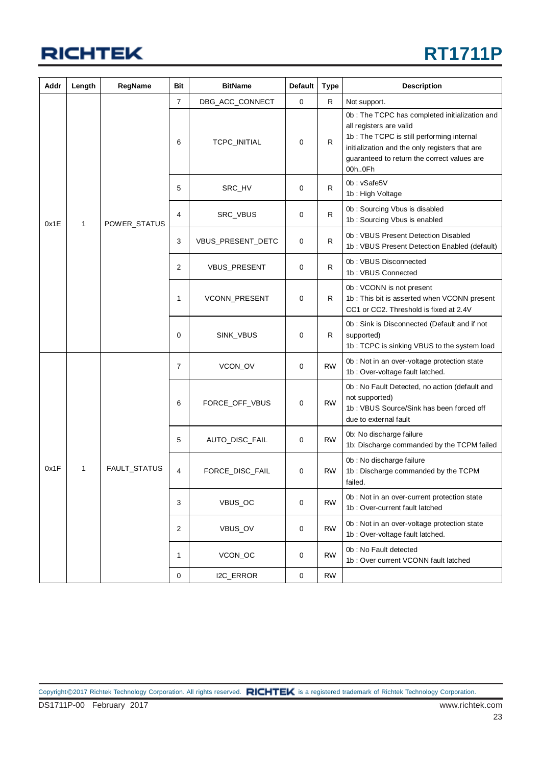| Addr | Length | RegName | Bit | BitName | Default | Type | Description |
|---|---|---|---|---|---|---|---|
| 0x1E | 1 | POWER_STATUS | 7 | DBG_ACC_CONNECT | 0 | R | Not support. |
| | | | 6 | TCPC_INITIAL | 0 | R | 0b : The TCPC has completed initialization and all registers are valid<br>1b : The TCPC is still performing internal initialization and the only registers that are guaranteed to return the correct values are 00h..0Fh |
| | | | 5 | SRC_HV | 0 | R | 0b : vSafe5V<br>1b : High Voltage |
| | | | 4 | SRC_VBUS | 0 | R | 0b : Sourcing Vbus is disabled<br>1b : Sourcing Vbus is enabled |
| | | | 3 | VBUS_PRESENT_DETC | 0 | R | 0b : VBUS Present Detection Disabled<br>1b : VBUS Present Detection Enabled (default) |
| | | | 2 | VBUS_PRESENT | 0 | R | 0b : VBUS Disconnected<br>1b : VBUS Connected |
| | | | 1 | VCONN_PRESENT | 0 | R | 0b : VCONN is not present<br>1b : This bit is asserted when VCONN present CC1 or CC2. Threshold is fixed at 2.4V |
| | | | 0 | SINK_VBUS | 0 | R | 0b : Sink is Disconnected (Default and if not supported)<br>1b : TCPC is sinking VBUS to the system load |
| 0x1F | 1 | FAULT_STATUS | 7 | VCON_OV | 0 | RW | 0b : Not in an over-voltage protection state<br>1b : Over-voltage fault latched. |
| | | | 6 | FORCE_OFF_VBUS | 0 | RW | 0b : No Fault Detected, no action (default and not supported)<br>1b : VBUS Source/Sink has been forced off due to external fault |
| | | | 5 | AUTO_DISC_FAIL | 0 | RW | 0b: No discharge failure<br>1b: Discharge commanded by the TCPM failed |
| | | | 4 | FORCE_DISC_FAIL | 0 | RW | 0b : No discharge failure<br>1b : Discharge commanded by the TCPM failed. |
| | | | 3 | VBUS_OC | 0 | RW | 0b : Not in an over-current protection state<br>1b : Over-current fault latched |
| | | | 2 | VBUS_OV | 0 | RW | 0b : Not in an over-voltage protection state<br>1b : Over-voltage fault latched. |
| | | | 1 | VCON_OC | 0 | RW | 0b : No Fault detected<br>1b : Over current VCONN fault latched |
| | | | 0 | I2C_ERROR | 0 | RW | |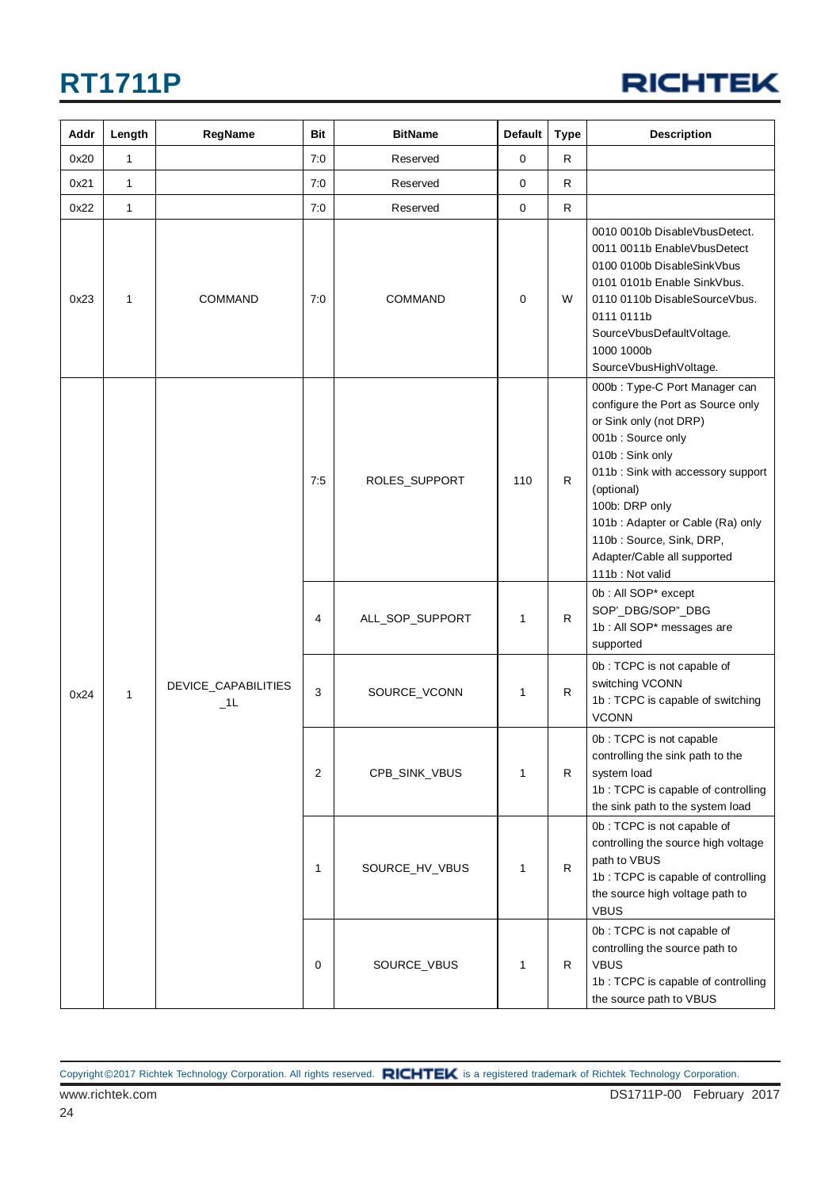| Addr | Length | RegName | Bit | BitName | Default | Type | Description |
|---|---|---|---|---|---|---|---|
| 0x20 | 1 | | 7:0 | Reserved | 0 | R | |
| 0x21 | 1 | | 7:0 | Reserved | 0 | R | |
| 0x22 | 1 | | 7:0 | Reserved | 0 | R | |
| 0x23 | 1 | COMMAND | 7:0 | COMMAND | 0 | W | 0010 0010b DisableVbusDetect.<br>0011 0011b EnableVbusDetect<br>0100 0100b DisableSinkVbus<br>0101 0101b Enable SinkVbus.<br>0110 0110b DisableSourceVbus.<br>0111 0111b SourceVbusDefaultVoltage.<br>1000 1000b SourceVbusHighVoltage. |
| 0x24 | 1 | DEVICE_CAPABILITIES_1L | 7:5 | ROLES_SUPPORT | 110 | R | 000b : Type-C Port Manager can configure the Port as Source only or Sink only (not DRP)<br>001b : Source only<br>010b : Sink only<br>011b : Sink with accessory support (optional)<br>100b: DRP only<br>101b : Adapter or Cable (Ra) only<br>110b : Source, Sink, DRP, Adapter/Cable all supported<br>111b : Not valid |
| | | | 4 | ALL_SOP_SUPPORT | 1 | R | 0b : All SOP* except SOP'_DBG/SOP"_DBG<br>1b : All SOP* messages are supported |
| | | | 3 | SOURCE_VCONN | 1 | R | 0b : TCPC is not capable of switching VCONN<br>1b : TCPC is capable of switching VCONN |
| | | | 2 | CPB_SINK_VBUS | 1 | R | 0b : TCPC is not capable controlling the sink path to the system load<br>1b : TCPC is capable of controlling the sink path to the system load |
| | | | 1 | SOURCE_HV_VBUS | 1 | R | 0b : TCPC is not capable of controlling the source high voltage path to VBUS<br>1b : TCPC is capable of controlling the source high voltage path to VBUS |
| | | | 0 | SOURCE_VBUS | 1 | R | 0b : TCPC is not capable of controlling the source path to VBUS<br>1b : TCPC is capable of controlling the source path to VBUS |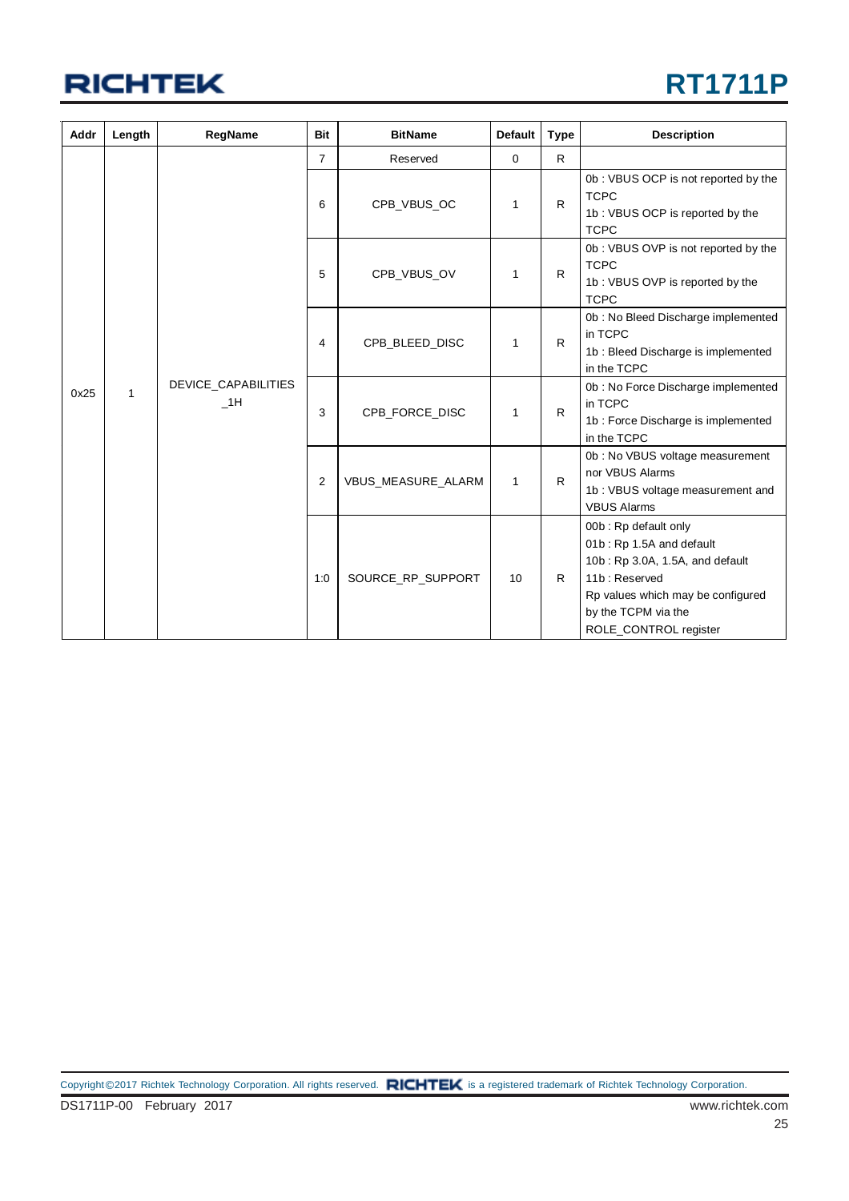| Addr | Length | RegName | Bit | BitName | Default | Type | Description |
|---|---|---|---|---|---|---|---|
| 0x25 | 1 | DEVICE_CAPABILITIES_1H | 7 | Reserved | 0 | R | |
| | | | 6 | CPB_VBUS_OC | 1 | R | 0b : VBUS OCP is not reported by the TCPC<br>1b : VBUS OCP is reported by the TCPC |
| | | | 5 | CPB_VBUS_OV | 1 | R | 0b : VBUS OVP is not reported by the TCPC<br>1b : VBUS OVP is reported by the TCPC |
| | | | 4 | CPB_BLEED_DISC | 1 | R | 0b : No Bleed Discharge implemented in TCPC<br>1b : Bleed Discharge is implemented in the TCPC |
| | | | 3 | CPB_FORCE_DISC | 1 | R | 0b : No Force Discharge implemented in TCPC<br>1b : Force Discharge is implemented in the TCPC |
| | | | 2 | VBUS_MEASURE_ALARM | 1 | R | 0b : No VBUS voltage measurement nor VBUS Alarms<br>1b : VBUS voltage measurement and VBUS Alarms |
| | | | 1:0 | SOURCE_RP_SUPPORT | 10 | R | 00b : Rp default only<br>01b : Rp 1.5A and default<br>10b : Rp 3.0A, 1.5A, and default<br>11b : Reserved<br>Rp values which may be configured by the TCPM via the ROLE_CONTROL register |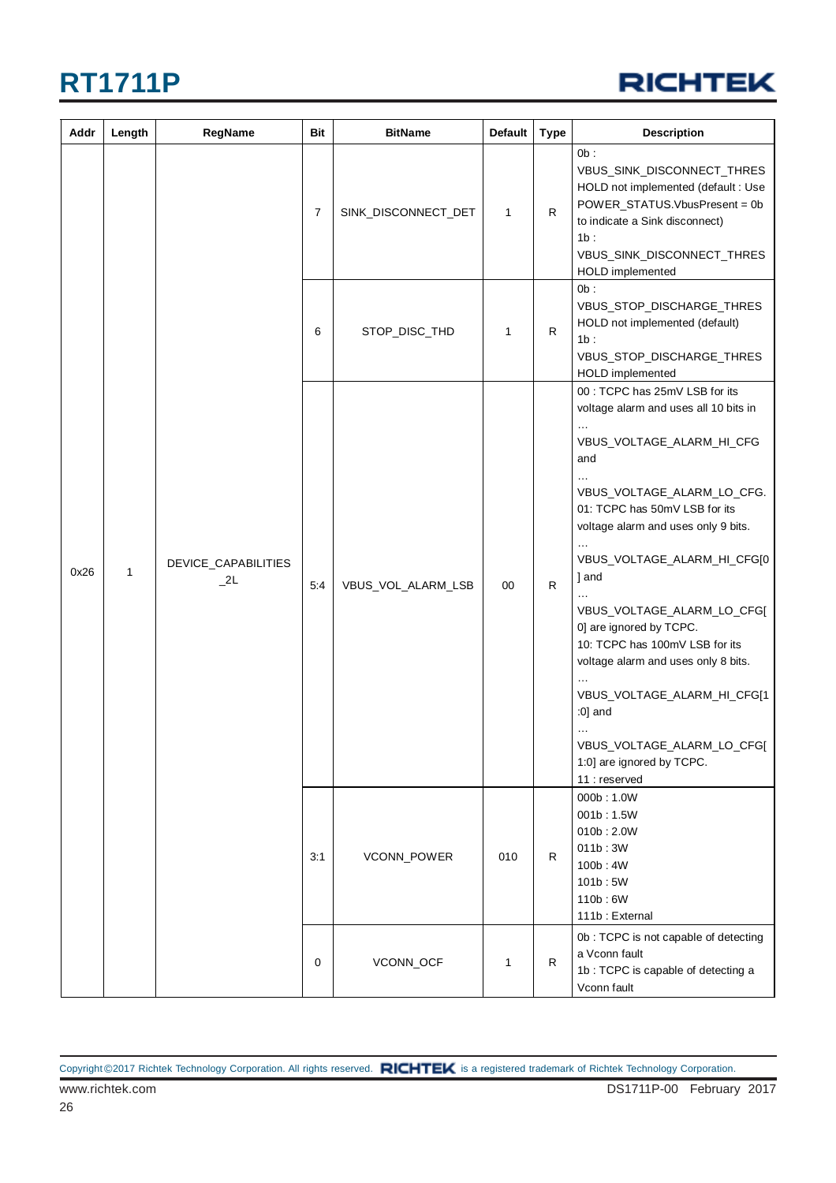| Addr | Length | RegName | Bit | BitName | Default | Type | Description |
|---|---|---|---|---|---|---|---|
| 0x26 | 1 | DEVICE_CAPABILITIES_2L | 7 | SINK_DISCONNECT_DET | 1 | R | 0b : VBUS_SINK_DISCONNECT_THRESHOLD not implemented (default : Use POWER_STATUS.VbusPresent = 0b to indicate a Sink disconnect)<br>1b : VBUS_SINK_DISCONNECT_THRESHOLD implemented |
| | | | 6 | STOP_DISC_THD | 1 | R | 0b : VBUS_STOP_DISCHARGE_THRESHOLD not implemented (default)<br>1b : VBUS_STOP_DISCHARGE_THRESHOLD implemented |
| | | | 5:4 | VBUS_VOL_ALARM_LSB | 00 | R | 00 : TCPC has 25mV LSB for its voltage alarm and uses all 10 bits in … VBUS_VOLTAGE_ALARM_HI_CFG and … VBUS_VOLTAGE_ALARM_LO_CFG.<br>01: TCPC has 50mV LSB for its voltage alarm and uses only 9 bits. … VBUS_VOLTAGE_ALARM_HI_CFG[0] and … VBUS_VOLTAGE_ALARM_LO_CFG[0] are ignored by TCPC.<br>10: TCPC has 100mV LSB for its voltage alarm and uses only 8 bits. … VBUS_VOLTAGE_ALARM_HI_CFG[1:0] and … VBUS_VOLTAGE_ALARM_LO_CFG[1:0] are ignored by TCPC.<br>11 : reserved |
| | | | 3:1 | VCONN_POWER | 010 | R | 000b : 1.0W<br>001b : 1.5W<br>010b : 2.0W<br>011b : 3W<br>100b : 4W<br>101b : 5W<br>110b : 6W<br>111b : External |
| | | | 0 | VCONN_OCF | 1 | R | 0b : TCPC is not capable of detecting a Vconn fault<br>1b : TCPC is capable of detecting a Vconn fault |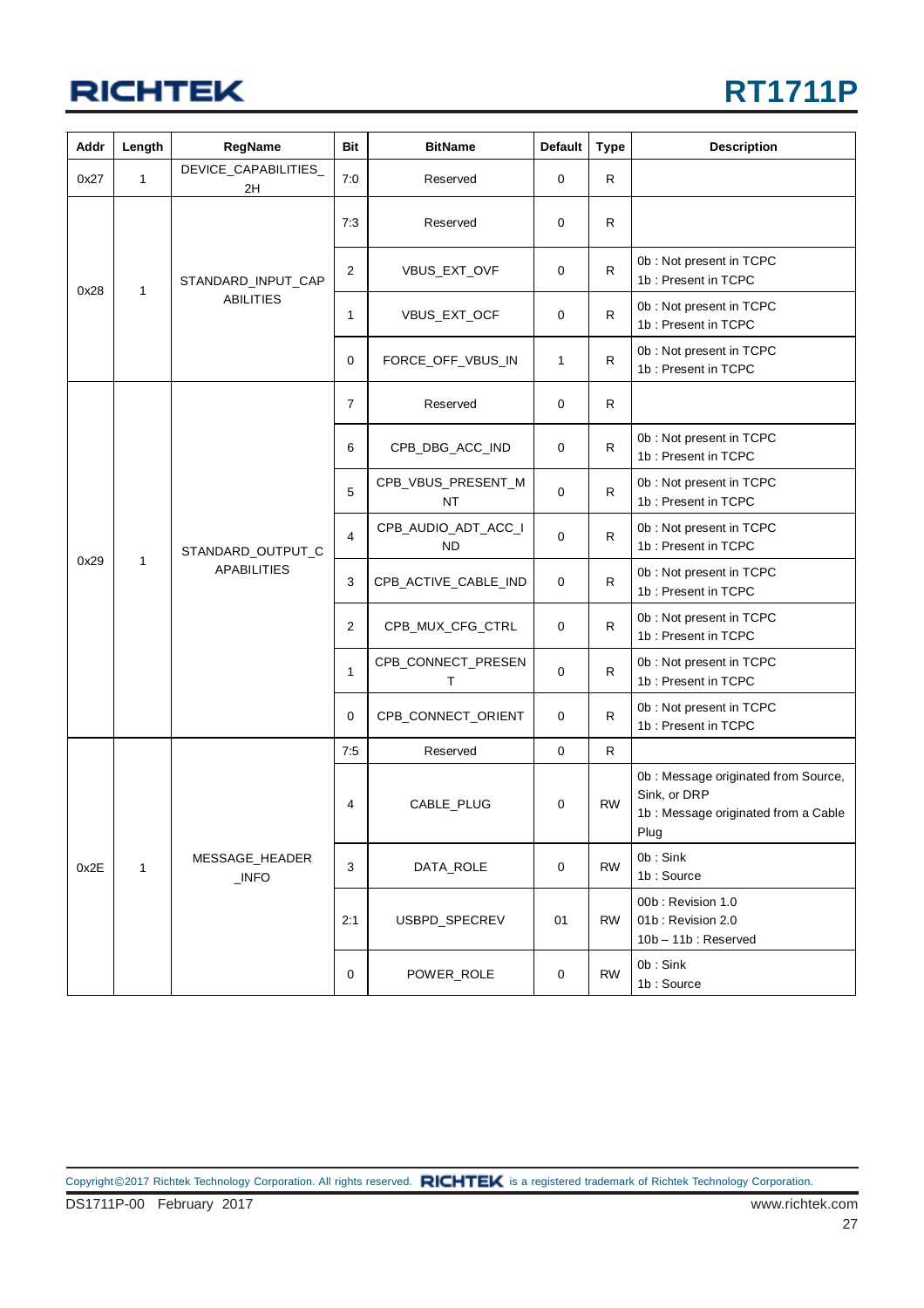| Addr | Length | RegName | Bit | BitName | Default | Type | Description |
|---|---|---|---|---|---|---|---|
| 0x27 | 1 | DEVICE_CAPABILITIES_2H | 7:0 | Reserved | 0 | R | |
| 0x28 | 1 | STANDARD_INPUT_CAPABILITIES | 7:3 | Reserved | 0 | R | |
| | | | 2 | VBUS_EXT_OVF | 0 | R | 0b : Not present in TCPC<br>1b : Present in TCPC |
| | | | 1 | VBUS_EXT_OCF | 0 | R | 0b : Not present in TCPC<br>1b : Present in TCPC |
| | | | 0 | FORCE_OFF_VBUS_IN | 1 | R | 0b : Not present in TCPC<br>1b : Present in TCPC |
| 0x29 | 1 | STANDARD_OUTPUT_CAPABILITIES | 7 | Reserved | 0 | R | |
| | | | 6 | CPB_DBG_ACC_IND | 0 | R | 0b : Not present in TCPC<br>1b : Present in TCPC |
| | | | 5 | CPB_VBUS_PRESENT_MNT | 0 | R | 0b : Not present in TCPC<br>1b : Present in TCPC |
| | | | 4 | CPB_AUDIO_ADT_ACC_IND | 0 | R | 0b : Not present in TCPC<br>1b : Present in TCPC |
| | | | 3 | CPB_ACTIVE_CABLE_IND | 0 | R | 0b : Not present in TCPC<br>1b : Present in TCPC |
| | | | 2 | CPB_MUX_CFG_CTRL | 0 | R | 0b : Not present in TCPC<br>1b : Present in TCPC |
| | | | 1 | CPB_CONNECT_PRESENT | 0 | R | 0b : Not present in TCPC<br>1b : Present in TCPC |
| | | | 0 | CPB_CONNECT_ORIENT | 0 | R | 0b : Not present in TCPC<br>1b : Present in TCPC |
| 0x2E | 1 | MESSAGE_HEADER_INFO | 7:5 | Reserved | 0 | R | |
| | | | 4 | CABLE_PLUG | 0 | RW | 0b : Message originated from Source, Sink, or DRP<br>1b : Message originated from a Cable Plug |
| | | | 3 | DATA_ROLE | 0 | RW | 0b : Sink<br>1b : Source |
| | | | 2:1 | USBPD_SPECREV | 01 | RW | 00b : Revision 1.0<br>01b : Revision 2.0<br>10b – 11b : Reserved |
| | | | 0 | POWER_ROLE | 0 | RW | 0b : Sink<br>1b : Source |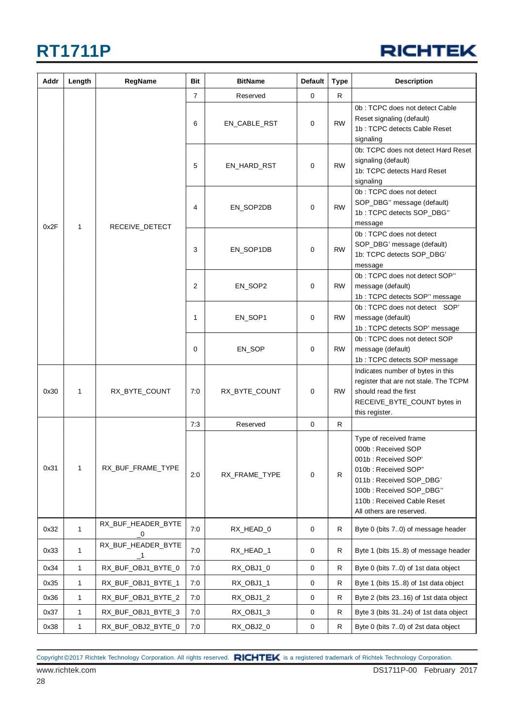| Addr | Length | RegName | Bit | BitName | Default | Type | Description |
|---|---|---|---|---|---|---|---|
| 0x2F | 1 | RECEIVE_DETECT | 7 | Reserved | 0 | R | |
| | | | 6 | EN_CABLE_RST | 0 | RW | 0b : TCPC does not detect Cable Reset signaling (default)<br>1b : TCPC detects Cable Reset signaling |
| | | | 5 | EN_HARD_RST | 0 | RW | 0b: TCPC does not detect Hard Reset signaling (default)<br>1b: TCPC detects Hard Reset signaling |
| | | | 4 | EN_SOP2DB | 0 | RW | 0b : TCPC does not detect SOP_DBG'' message (default)<br>1b : TCPC detects SOP_DBG'' message |
| | | | 3 | EN_SOP1DB | 0 | RW | 0b : TCPC does not detect SOP_DBG' message (default)<br>1b: TCPC detects SOP_DBG' message |
| | | | 2 | EN_SOP2 | 0 | RW | 0b : TCPC does not detect SOP'' message (default)<br>1b : TCPC detects SOP'' message |
| | | | 1 | EN_SOP1 | 0 | RW | 0b : TCPC does not detect SOP' message (default)<br>1b : TCPC detects SOP' message |
| | | | 0 | EN_SOP | 0 | RW | 0b : TCPC does not detect SOP message (default)<br>1b : TCPC detects SOP message |
| 0x30 | 1 | RX_BYTE_COUNT | 7:0 | RX_BYTE_COUNT | 0 | RW | Indicates number of bytes in this register that are not stale. The TCPM should read the first RECEIVE_BYTE_COUNT bytes in this register. |
| 0x31 | 1 | RX_BUF_FRAME_TYPE | 7:3 | Reserved | 0 | R | |
| | | | 2:0 | RX_FRAME_TYPE | 0 | R | Type of received frame<br>000b : Received SOP<br>001b : Received SOP'<br>010b : Received SOP''<br>011b : Received SOP_DBG'<br>100b : Received SOP_DBG''<br>110b : Received Cable Reset<br>All others are reserved. |
| 0x32 | 1 | RX_BUF_HEADER_BYTE_0 | 7:0 | RX_HEAD_0 | 0 | R | Byte 0 (bits 7..0) of message header |
| 0x33 | 1 | RX_BUF_HEADER_BYTE_1 | 7:0 | RX_HEAD_1 | 0 | R | Byte 1 (bits 15..8) of message header |
| 0x34 | 1 | RX_BUF_OBJ1_BYTE_0 | 7:0 | RX_OBJ1_0 | 0 | R | Byte 0 (bits 7..0) of 1st data object |
| 0x35 | 1 | RX_BUF_OBJ1_BYTE_1 | 7:0 | RX_OBJ1_1 | 0 | R | Byte 1 (bits 15..8) of 1st data object |
| 0x36 | 1 | RX_BUF_OBJ1_BYTE_2 | 7:0 | RX_OBJ1_2 | 0 | R | Byte 2 (bits 23..16) of 1st data object |
| 0x37 | 1 | RX_BUF_OBJ1_BYTE_3 | 7:0 | RX_OBJ1_3 | 0 | R | Byte 3 (bits 31..24) of 1st data object |
| 0x38 | 1 | RX_BUF_OBJ2_BYTE_0 | 7:0 | RX_OBJ2_0 | 0 | R | Byte 0 (bits 7..0) of 2st data object |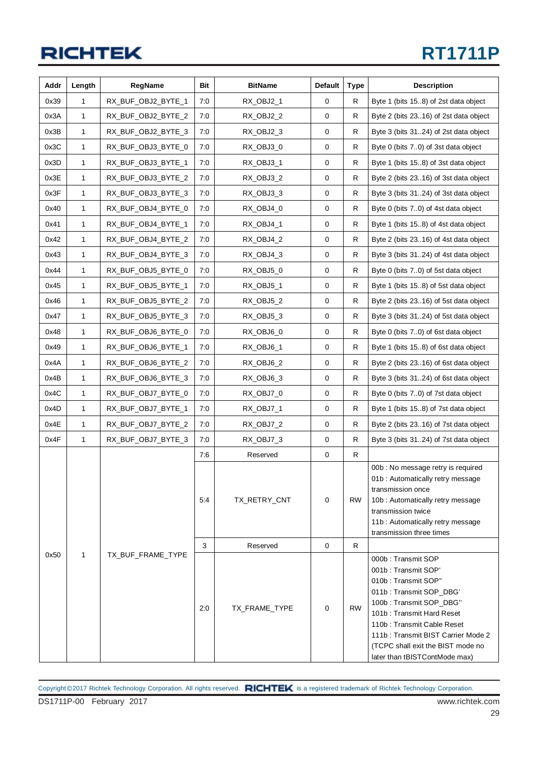| Addr | Length | RegName | Bit | BitName | Default | Type | Description |
|---|---|---|---|---|---|---|---|
| 0x39 | 1 | RX_BUF_OBJ2_BYTE_1 | 7:0 | RX_OBJ2_1 | 0 | R | Byte 1 (bits 15..8) of 2st data object |
| 0x3A | 1 | RX_BUF_OBJ2_BYTE_2 | 7:0 | RX_OBJ2_2 | 0 | R | Byte 2 (bits 23..16) of 2st data object |
| 0x3B | 1 | RX_BUF_OBJ2_BYTE_3 | 7:0 | RX_OBJ2_3 | 0 | R | Byte 3 (bits 31..24) of 2st data object |
| 0x3C | 1 | RX_BUF_OBJ3_BYTE_0 | 7:0 | RX_OBJ3_0 | 0 | R | Byte 0 (bits 7..0) of 3st data object |
| 0x3D | 1 | RX_BUF_OBJ3_BYTE_1 | 7:0 | RX_OBJ3_1 | 0 | R | Byte 1 (bits 15..8) of 3st data object |
| 0x3E | 1 | RX_BUF_OBJ3_BYTE_2 | 7:0 | RX_OBJ3_2 | 0 | R | Byte 2 (bits 23..16) of 3st data object |
| 0x3F | 1 | RX_BUF_OBJ3_BYTE_3 | 7:0 | RX_OBJ3_3 | 0 | R | Byte 3 (bits 31..24) of 3st data object |
| 0x40 | 1 | RX_BUF_OBJ4_BYTE_0 | 7:0 | RX_OBJ4_0 | 0 | R | Byte 0 (bits 7..0) of 4st data object |
| 0x41 | 1 | RX_BUF_OBJ4_BYTE_1 | 7:0 | RX_OBJ4_1 | 0 | R | Byte 1 (bits 15..8) of 4st data object |
| 0x42 | 1 | RX_BUF_OBJ4_BYTE_2 | 7:0 | RX_OBJ4_2 | 0 | R | Byte 2 (bits 23..16) of 4st data object |
| 0x43 | 1 | RX_BUF_OBJ4_BYTE_3 | 7:0 | RX_OBJ4_3 | 0 | R | Byte 3 (bits 31..24) of 4st data object |
| 0x44 | 1 | RX_BUF_OBJ5_BYTE_0 | 7:0 | RX_OBJ5_0 | 0 | R | Byte 0 (bits 7..0) of 5st data object |
| 0x45 | 1 | RX_BUF_OBJ5_BYTE_1 | 7:0 | RX_OBJ5_1 | 0 | R | Byte 1 (bits 15..8) of 5st data object |
| 0x46 | 1 | RX_BUF_OBJ5_BYTE_2 | 7:0 | RX_OBJ5_2 | 0 | R | Byte 2 (bits 23..16) of 5st data object |
| 0x47 | 1 | RX_BUF_OBJ5_BYTE_3 | 7:0 | RX_OBJ5_3 | 0 | R | Byte 3 (bits 31..24) of 5st data object |
| 0x48 | 1 | RX_BUF_OBJ6_BYTE_0 | 7:0 | RX_OBJ6_0 | 0 | R | Byte 0 (bits 7..0) of 6st data object |
| 0x49 | 1 | RX_BUF_OBJ6_BYTE_1 | 7:0 | RX_OBJ6_1 | 0 | R | Byte 1 (bits 15..8) of 6st data object |
| 0x4A | 1 | RX_BUF_OBJ6_BYTE_2 | 7:0 | RX_OBJ6_2 | 0 | R | Byte 2 (bits 23..16) of 6st data object |
| 0x4B | 1 | RX_BUF_OBJ6_BYTE_3 | 7:0 | RX_OBJ6_3 | 0 | R | Byte 3 (bits 31..24) of 6st data object |
| 0x4C | 1 | RX_BUF_OBJ7_BYTE_0 | 7:0 | RX_OBJ7_0 | 0 | R | Byte 0 (bits 7..0) of 7st data object |
| 0x4D | 1 | RX_BUF_OBJ7_BYTE_1 | 7:0 | RX_OBJ7_1 | 0 | R | Byte 1 (bits 15..8) of 7st data object |
| 0x4E | 1 | RX_BUF_OBJ7_BYTE_2 | 7:0 | RX_OBJ7_2 | 0 | R | Byte 2 (bits 23..16) of 7st data object |
| 0x4F | 1 | RX_BUF_OBJ7_BYTE_3 | 7:0 | RX_OBJ7_3 | 0 | R | Byte 3 (bits 31..24) of 7st data object |
| 0x50 | 1 | TX_BUF_FRAME_TYPE | 7:6 | Reserved | 0 | R | |
| | | | 5:4 | TX_RETRY_CNT | 0 | RW | 00b : No message retry is required<br>01b : Automatically retry message transmission once<br>10b : Automatically retry message transmission twice<br>11b : Automatically retry message transmission three times |
| | | | 3 | Reserved | 0 | R | |
| | | | 2:0 | TX_FRAME_TYPE | 0 | RW | 000b : Transmit SOP<br>001b : Transmit SOP'<br>010b : Transmit SOP"<br>011b : Transmit SOP_DBG'<br>100b : Transmit SOP_DBG"<br>101b : Transmit Hard Reset<br>110b : Transmit Cable Reset<br>111b : Transmit BIST Carrier Mode 2 (TCPC shall exit the BIST mode no later than tBISTContMode max) |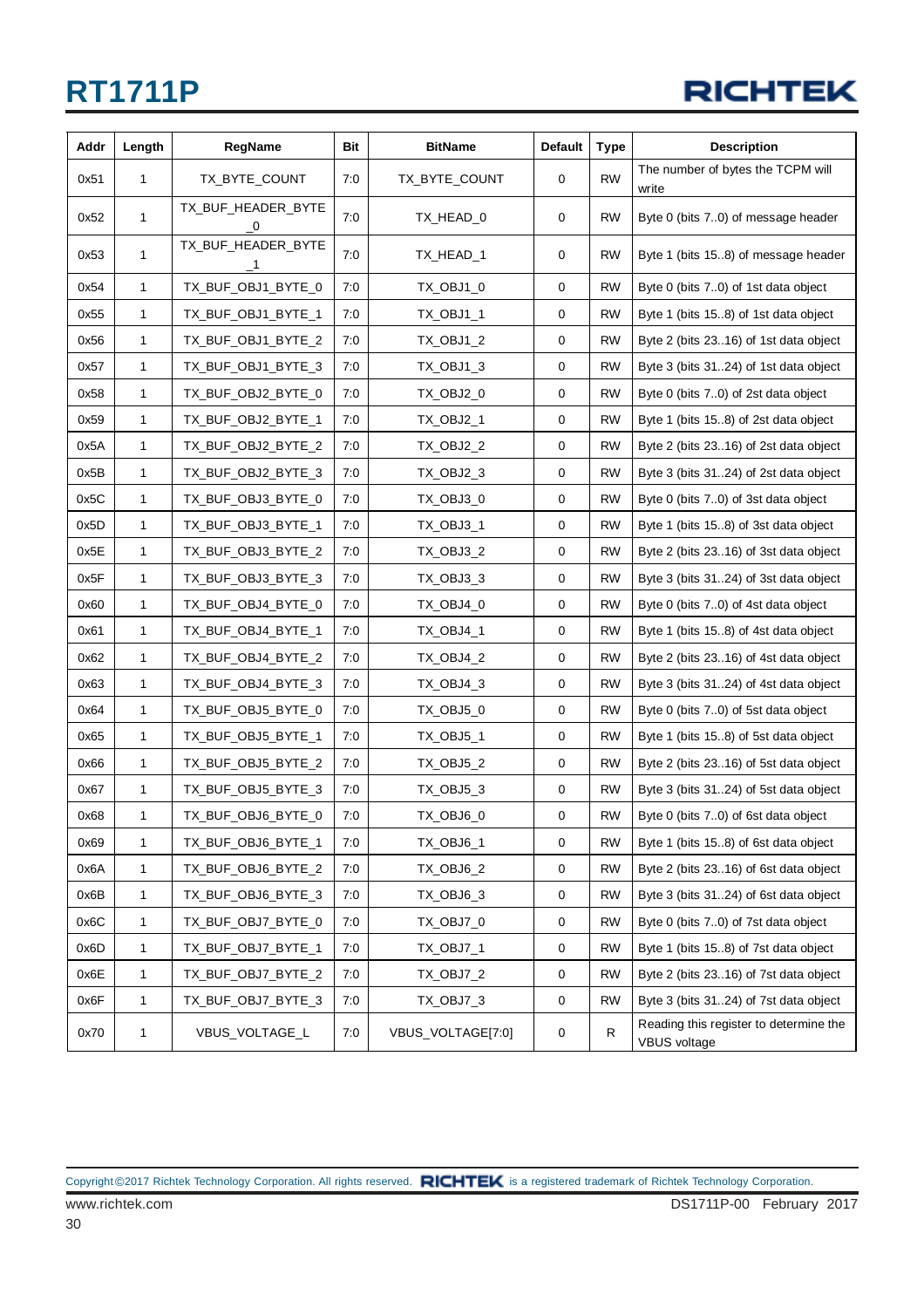| Addr | Length | RegName | Bit | BitName | Default | Type | Description |
|---|---|---|---|---|---|---|---|
| 0x51 | 1 | TX_BYTE_COUNT | 7:0 | TX_BYTE_COUNT | 0 | RW | The number of bytes the TCPM will write |
| 0x52 | 1 | TX_BUF_HEADER_BYTE_0 | 7:0 | TX_HEAD_0 | 0 | RW | Byte 0 (bits 7..0) of message header |
| 0x53 | 1 | TX_BUF_HEADER_BYTE_1 | 7:0 | TX_HEAD_1 | 0 | RW | Byte 1 (bits 15..8) of message header |
| 0x54 | 1 | TX_BUF_OBJ1_BYTE_0 | 7:0 | TX_OBJ1_0 | 0 | RW | Byte 0 (bits 7..0) of 1st data object |
| 0x55 | 1 | TX_BUF_OBJ1_BYTE_1 | 7:0 | TX_OBJ1_1 | 0 | RW | Byte 1 (bits 15..8) of 1st data object |
| 0x56 | 1 | TX_BUF_OBJ1_BYTE_2 | 7:0 | TX_OBJ1_2 | 0 | RW | Byte 2 (bits 23..16) of 1st data object |
| 0x57 | 1 | TX_BUF_OBJ1_BYTE_3 | 7:0 | TX_OBJ1_3 | 0 | RW | Byte 3 (bits 31..24) of 1st data object |
| 0x58 | 1 | TX_BUF_OBJ2_BYTE_0 | 7:0 | TX_OBJ2_0 | 0 | RW | Byte 0 (bits 7..0) of 2st data object |
| 0x59 | 1 | TX_BUF_OBJ2_BYTE_1 | 7:0 | TX_OBJ2_1 | 0 | RW | Byte 1 (bits 15..8) of 2st data object |
| 0x5A | 1 | TX_BUF_OBJ2_BYTE_2 | 7:0 | TX_OBJ2_2 | 0 | RW | Byte 2 (bits 23..16) of 2st data object |
| 0x5B | 1 | TX_BUF_OBJ2_BYTE_3 | 7:0 | TX_OBJ2_3 | 0 | RW | Byte 3 (bits 31..24) of 2st data object |
| 0x5C | 1 | TX_BUF_OBJ3_BYTE_0 | 7:0 | TX_OBJ3_0 | 0 | RW | Byte 0 (bits 7..0) of 3st data object |
| 0x5D | 1 | TX_BUF_OBJ3_BYTE_1 | 7:0 | TX_OBJ3_1 | 0 | RW | Byte 1 (bits 15..8) of 3st data object |
| 0x5E | 1 | TX_BUF_OBJ3_BYTE_2 | 7:0 | TX_OBJ3_2 | 0 | RW | Byte 2 (bits 23..16) of 3st data object |
| 0x5F | 1 | TX_BUF_OBJ3_BYTE_3 | 7:0 | TX_OBJ3_3 | 0 | RW | Byte 3 (bits 31..24) of 3st data object |
| 0x60 | 1 | TX_BUF_OBJ4_BYTE_0 | 7:0 | TX_OBJ4_0 | 0 | RW | Byte 0 (bits 7..0) of 4st data object |
| 0x61 | 1 | TX_BUF_OBJ4_BYTE_1 | 7:0 | TX_OBJ4_1 | 0 | RW | Byte 1 (bits 15..8) of 4st data object |
| 0x62 | 1 | TX_BUF_OBJ4_BYTE_2 | 7:0 | TX_OBJ4_2 | 0 | RW | Byte 2 (bits 23..16) of 4st data object |
| 0x63 | 1 | TX_BUF_OBJ4_BYTE_3 | 7:0 | TX_OBJ4_3 | 0 | RW | Byte 3 (bits 31..24) of 4st data object |
| 0x64 | 1 | TX_BUF_OBJ5_BYTE_0 | 7:0 | TX_OBJ5_0 | 0 | RW | Byte 0 (bits 7..0) of 5st data object |
| 0x65 | 1 | TX_BUF_OBJ5_BYTE_1 | 7:0 | TX_OBJ5_1 | 0 | RW | Byte 1 (bits 15..8) of 5st data object |
| 0x66 | 1 | TX_BUF_OBJ5_BYTE_2 | 7:0 | TX_OBJ5_2 | 0 | RW | Byte 2 (bits 23..16) of 5st data object |
| 0x67 | 1 | TX_BUF_OBJ5_BYTE_3 | 7:0 | TX_OBJ5_3 | 0 | RW | Byte 3 (bits 31..24) of 5st data object |
| 0x68 | 1 | TX_BUF_OBJ6_BYTE_0 | 7:0 | TX_OBJ6_0 | 0 | RW | Byte 0 (bits 7..0) of 6st data object |
| 0x69 | 1 | TX_BUF_OBJ6_BYTE_1 | 7:0 | TX_OBJ6_1 | 0 | RW | Byte 1 (bits 15..8) of 6st data object |
| 0x6A | 1 | TX_BUF_OBJ6_BYTE_2 | 7:0 | TX_OBJ6_2 | 0 | RW | Byte 2 (bits 23..16) of 6st data object |
| 0x6B | 1 | TX_BUF_OBJ6_BYTE_3 | 7:0 | TX_OBJ6_3 | 0 | RW | Byte 3 (bits 31..24) of 6st data object |
| 0x6C | 1 | TX_BUF_OBJ7_BYTE_0 | 7:0 | TX_OBJ7_0 | 0 | RW | Byte 0 (bits 7..0) of 7st data object |
| 0x6D | 1 | TX_BUF_OBJ7_BYTE_1 | 7:0 | TX_OBJ7_1 | 0 | RW | Byte 1 (bits 15..8) of 7st data object |
| 0x6E | 1 | TX_BUF_OBJ7_BYTE_2 | 7:0 | TX_OBJ7_2 | 0 | RW | Byte 2 (bits 23..16) of 7st data object |
| 0x6F | 1 | TX_BUF_OBJ7_BYTE_3 | 7:0 | TX_OBJ7_3 | 0 | RW | Byte 3 (bits 31..24) of 7st data object |
| 0x70 | 1 | VBUS_VOLTAGE_L | 7:0 | VBUS_VOLTAGE[7:0] | 0 | R | Reading this register to determine the VBUS voltage |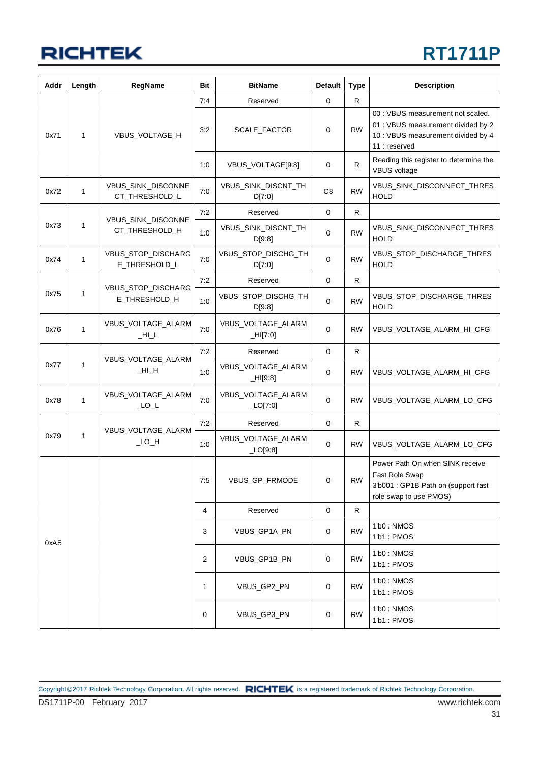| Addr | Length | RegName | Bit | BitName | Default | Type | Description |
|---|---|---|---|---|---|---|---|
| 0x71 | 1 | VBUS_VOLTAGE_H | 7:4 | Reserved | 0 | R | |
| | | | 3:2 | SCALE_FACTOR | 0 | RW | 00 : VBUS measurement not scaled.<br>01 : VBUS measurement divided by 2<br>10 : VBUS measurement divided by 4<br>11 : reserved |
| | | | 1:0 | VBUS_VOLTAGE[9:8] | 0 | R | Reading this register to determine the VBUS voltage |
| 0x72 | 1 | VBUS_SINK_DISCONNECT_THRESHOLD_L | 7:0 | VBUS_SINK_DISCNT_THD[7:0] | C8 | RW | VBUS_SINK_DISCONNECT_THRESHOLD |
| 0x73 | 1 | VBUS_SINK_DISCONNECT_THRESHOLD_H | 7:2 | Reserved | 0 | R | |
| | | | 1:0 | VBUS_SINK_DISCNT_THD[9:8] | 0 | RW | VBUS_SINK_DISCONNECT_THRESHOLD |
| 0x74 | 1 | VBUS_STOP_DISCHARGE_THRESHOLD_L | 7:0 | VBUS_STOP_DISCHG_THD[7:0] | 0 | RW | VBUS_STOP_DISCHARGE_THRESHOLD |
| 0x75 | 1 | VBUS_STOP_DISCHARGE_THRESHOLD_H | 7:2 | Reserved | 0 | R | |
| | | | 1:0 | VBUS_STOP_DISCHG_THD[9:8] | 0 | RW | VBUS_STOP_DISCHARGE_THRESHOLD |
| 0x76 | 1 | VBUS_VOLTAGE_ALARM_HI_L | 7:0 | VBUS_VOLTAGE_ALARM_HI[7:0] | 0 | RW | VBUS_VOLTAGE_ALARM_HI_CFG |
| 0x77 | 1 | VBUS_VOLTAGE_ALARM_HI_H | 7:2 | Reserved | 0 | R | |
| | | | 1:0 | VBUS_VOLTAGE_ALARM_HI[9:8] | 0 | RW | VBUS_VOLTAGE_ALARM_HI_CFG |
| 0x78 | 1 | VBUS_VOLTAGE_ALARM_LO_L | 7:0 | VBUS_VOLTAGE_ALARM_LO[7:0] | 0 | RW | VBUS_VOLTAGE_ALARM_LO_CFG |
| 0x79 | 1 | VBUS_VOLTAGE_ALARM_LO_H | 7:2 | Reserved | 0 | R | |
| | | | 1:0 | VBUS_VOLTAGE_ALARM_LO[9:8] | 0 | RW | VBUS_VOLTAGE_ALARM_LO_CFG |
| 0xA5 | | | 7:5 | VBUS_GP_FRMODE | 0 | RW | Power Path On when SINK receive Fast Role Swap<br>3'b001 : GP1B Path on (support fast role swap to use PMOS) |
| | | | 4 | Reserved | 0 | R | |
| | | | 3 | VBUS_GP1A_PN | 0 | RW | 1'b0 : NMOS<br>1'b1 : PMOS |
| | | | 2 | VBUS_GP1B_PN | 0 | RW | 1'b0 : NMOS<br>1'b1 : PMOS |
| | | | 1 | VBUS_GP2_PN | 0 | RW | 1'b0 : NMOS<br>1'b1 : PMOS |
| | | | 0 | VBUS_GP3_PN | 0 | RW | 1'b0 : NMOS<br>1'b1 : PMOS |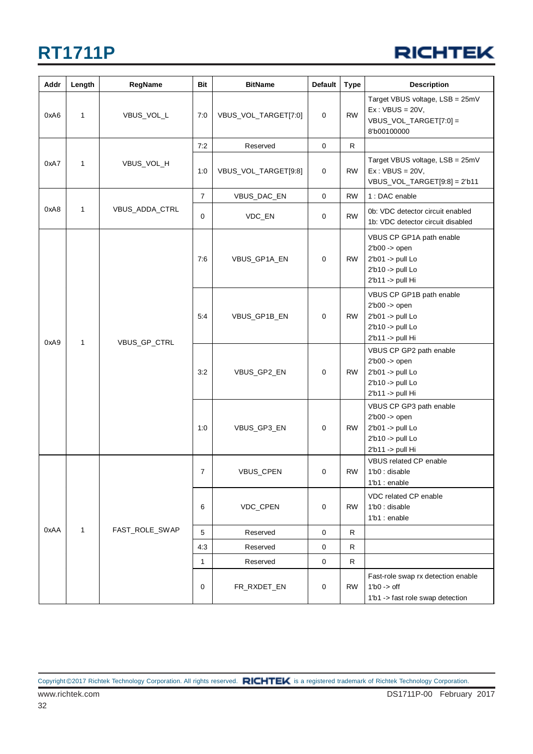| Addr | Length | RegName | Bit | BitName | Default | Type | Description |
|---|---|---|---|---|---|---|---|
| 0xA6 | 1 | VBUS_VOL_L | 7:0 | VBUS_VOL_TARGET[7:0] | 0 | RW | Target VBUS voltage, LSB = 25mV<br>Ex : VBUS = 20V,<br>VBUS_VOL_TARGET[7:0] = 8'b00100000 |
| 0xA7 | 1 | VBUS_VOL_H | 7:2 | Reserved | 0 | R | |
| | | | 1:0 | VBUS_VOL_TARGET[9:8] | 0 | RW | Target VBUS voltage, LSB = 25mV<br>Ex : VBUS = 20V,<br>VBUS_VOL_TARGET[9:8] = 2'b11 |
| 0xA8 | 1 | VBUS_ADDA_CTRL | 7 | VBUS_DAC_EN | 0 | RW | 1 : DAC enable |
| | | | 0 | VDC_EN | 0 | RW | 0b: VDC detector circuit enabled<br>1b: VDC detector circuit disabled |
| 0xA9 | 1 | VBUS_GP_CTRL | 7:6 | VBUS_GP1A_EN | 0 | RW | VBUS CP GP1A path enable<br>2'b00 -> open<br>2'b01 -> pull Lo<br>2'b10 -> pull Lo<br>2'b11 -> pull Hi |
| | | | 5:4 | VBUS_GP1B_EN | 0 | RW | VBUS CP GP1B path enable<br>2'b00 -> open<br>2'b01 -> pull Lo<br>2'b10 -> pull Lo<br>2'b11 -> pull Hi |
| | | | 3:2 | VBUS_GP2_EN | 0 | RW | VBUS CP GP2 path enable<br>2'b00 -> open<br>2'b01 -> pull Lo<br>2'b10 -> pull Lo<br>2'b11 -> pull Hi |
| | | | 1:0 | VBUS_GP3_EN | 0 | RW | VBUS CP GP3 path enable<br>2'b00 -> open<br>2'b01 -> pull Lo<br>2'b10 -> pull Lo<br>2'b11 -> pull Hi |
| 0xAA | 1 | FAST_ROLE_SWAP | 7 | VBUS_CPEN | 0 | RW | VBUS related CP enable<br>1'b0 : disable<br>1'b1 : enable |
| | | | 6 | VDC_CPEN | 0 | RW | VDC related CP enable<br>1'b0 : disable<br>1'b1 : enable |
| | | | 5 | Reserved | 0 | R | |
| | | | 4:3 | Reserved | 0 | R | |
| | | | 1 | Reserved | 0 | R | |
| | | | 0 | FR_RXDET_EN | 0 | RW | Fast-role swap rx detection enable<br>1'b0 -> off<br>1'b1 -> fast role swap detection |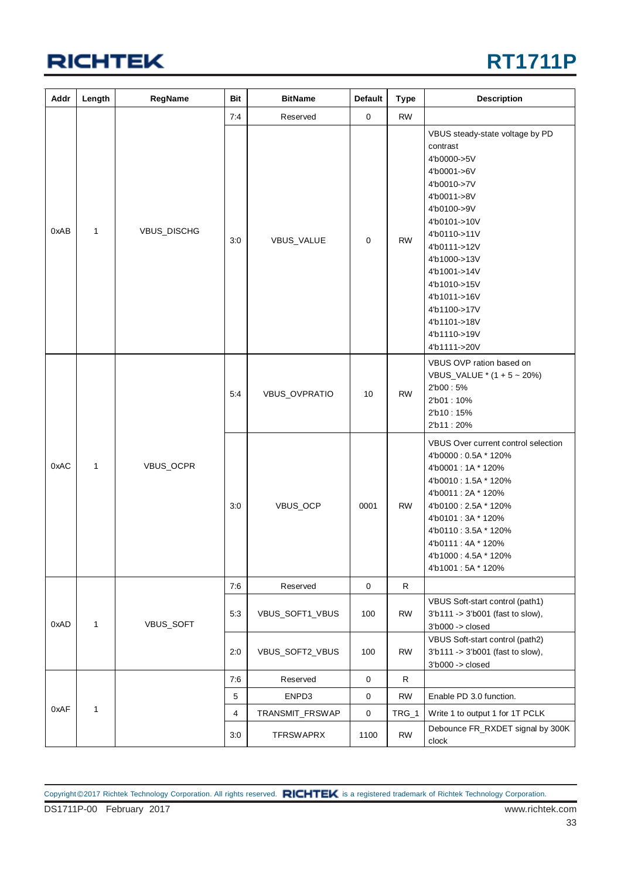| Addr | Length | RegName | Bit | BitName | Default | Type | Description |
|---|---|---|---|---|---|---|---|
| 0xAB | 1 | VBUS_DISCHG | 7:4 | Reserved | 0 | RW | |
| | | | 3:0 | VBUS_VALUE | 0 | RW | VBUS steady-state voltage by PD contrast<br>4'b0000->5V<br>4'b0001->6V<br>4'b0010->7V<br>4'b0011->8V<br>4'b0100->9V<br>4'b0101->10V<br>4'b0110->11V<br>4'b0111->12V<br>4'b1000->13V<br>4'b1001->14V<br>4'b1010->15V<br>4'b1011->16V<br>4'b1100->17V<br>4'b1101->18V<br>4'b1110->19V<br>4'b1111->20V |
| 0xAC | 1 | VBUS_OCPR | 5:4 | VBUS_OVPRATIO | 10 | RW | VBUS OVP ration based on VBUS_VALUE * (1 + 5 ~ 20%)<br>2'b00 : 5%<br>2'b01 : 10%<br>2'b10 : 15%<br>2'b11 : 20% |
| | | | 3:0 | VBUS_OCP | 0001 | RW | VBUS Over current control selection<br>4'b0000 : 0.5A * 120%<br>4'b0001 : 1A * 120%<br>4'b0010 : 1.5A * 120%<br>4'b0011 : 2A * 120%<br>4'b0100 : 2.5A * 120%<br>4'b0101 : 3A * 120%<br>4'b0110 : 3.5A * 120%<br>4'b0111 : 4A * 120%<br>4'b1000 : 4.5A * 120%<br>4'b1001 : 5A * 120% |
| 0xAD | 1 | VBUS_SOFT | 7:6 | Reserved | 0 | R | |
| | | | 5:3 | VBUS_SOFT1_VBUS | 100 | RW | VBUS Soft-start control (path1)<br>3'b111 -> 3'b001 (fast to slow),<br>3'b000 -> closed |
| | | | 2:0 | VBUS_SOFT2_VBUS | 100 | RW | VBUS Soft-start control (path2)<br>3'b111 -> 3'b001 (fast to slow),<br>3'b000 -> closed |
| 0xAF | 1 | | 7:6 | Reserved | 0 | R | |
| | | | 5 | ENPD3 | 0 | RW | Enable PD 3.0 function. |
| | | | 4 | TRANSMIT_FRSWAP | 0 | TRG_1 | Write 1 to output 1 for 1T PCLK |
| | | | 3:0 | TFRSWAPRX | 1100 | RW | Debounce FR_RXDET signal by 300K clock |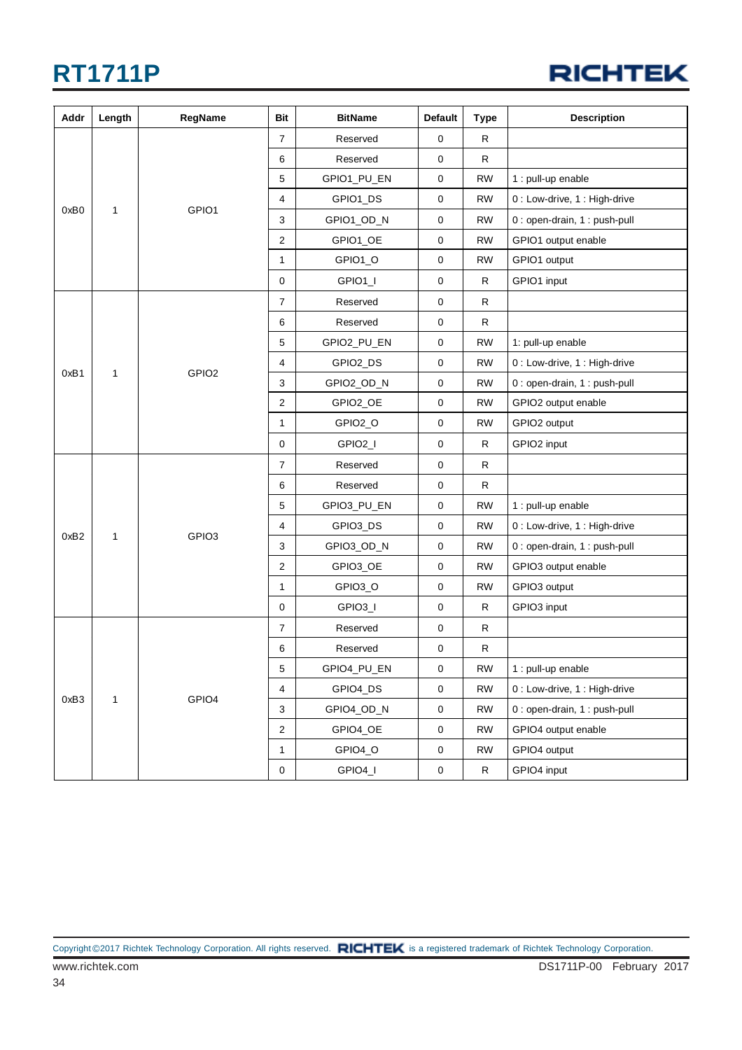| Addr | Length | RegName | Bit | BitName | Default | Type | Description |
|---|---|---|---|---|---|---|---|
| 0xB0 | 1 | GPIO1 | 7 | Reserved | 0 | R | |
| | | | 6 | Reserved | 0 | R | |
| | | | 5 | GPIO1_PU_EN | 0 | RW | 1 : pull-up enable |
| | | | 4 | GPIO1_DS | 0 | RW | 0 : Low-drive, 1 : High-drive |
| | | | 3 | GPIO1_OD_N | 0 | RW | 0 : open-drain, 1 : push-pull |
| | | | 2 | GPIO1_OE | 0 | RW | GPIO1 output enable |
| | | | 1 | GPIO1_O | 0 | RW | GPIO1 output |
| | | | 0 | GPIO1_I | 0 | R | GPIO1 input |
| 0xB1 | 1 | GPIO2 | 7 | Reserved | 0 | R | |
| | | | 6 | Reserved | 0 | R | |
| | | | 5 | GPIO2_PU_EN | 0 | RW | 1: pull-up enable |
| | | | 4 | GPIO2_DS | 0 | RW | 0 : Low-drive, 1 : High-drive |
| | | | 3 | GPIO2_OD_N | 0 | RW | 0 : open-drain, 1 : push-pull |
| | | | 2 | GPIO2_OE | 0 | RW | GPIO2 output enable |
| | | | 1 | GPIO2_O | 0 | RW | GPIO2 output |
| | | | 0 | GPIO2_I | 0 | R | GPIO2 input |
| 0xB2 | 1 | GPIO3 | 7 | Reserved | 0 | R | |
| | | | 6 | Reserved | 0 | R | |
| | | | 5 | GPIO3_PU_EN | 0 | RW | 1 : pull-up enable |
| | | | 4 | GPIO3_DS | 0 | RW | 0 : Low-drive, 1 : High-drive |
| | | | 3 | GPIO3_OD_N | 0 | RW | 0 : open-drain, 1 : push-pull |
| | | | 2 | GPIO3_OE | 0 | RW | GPIO3 output enable |
| | | | 1 | GPIO3_O | 0 | RW | GPIO3 output |
| | | | 0 | GPIO3_I | 0 | R | GPIO3 input |
| 0xB3 | 1 | GPIO4 | 7 | Reserved | 0 | R | |
| | | | 6 | Reserved | 0 | R | |
| | | | 5 | GPIO4_PU_EN | 0 | RW | 1 : pull-up enable |
| | | | 4 | GPIO4_DS | 0 | RW | 0 : Low-drive, 1 : High-drive |
| | | | 3 | GPIO4_OD_N | 0 | RW | 0 : open-drain, 1 : push-pull |
| | | | 2 | GPIO4_OE | 0 | RW | GPIO4 output enable |
| | | | 1 | GPIO4_O | 0 | RW | GPIO4 output |
| | | | 0 | GPIO4_I | 0 | R | GPIO4 input |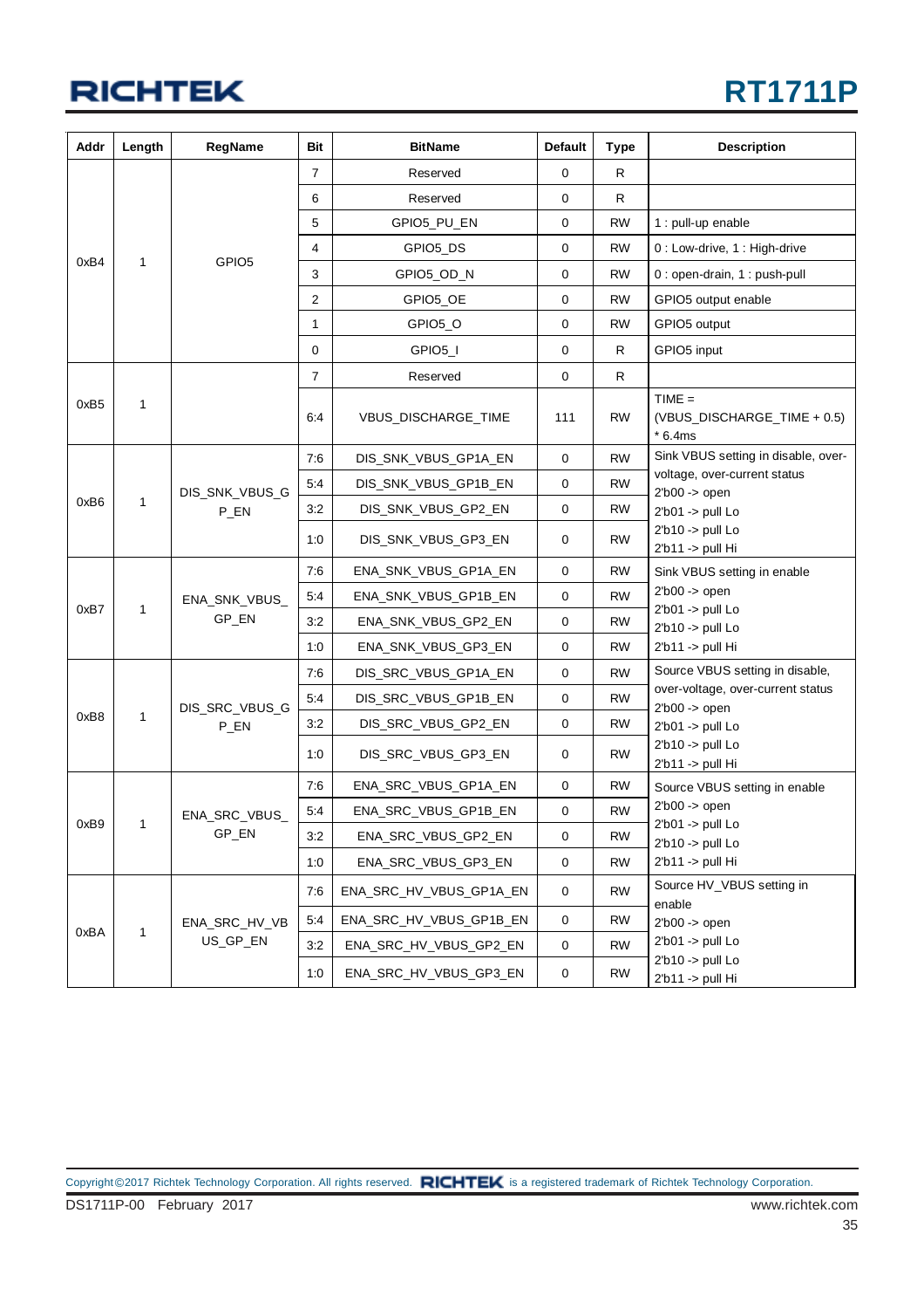| Addr | Length | RegName | Bit | BitName | Default | Type | Description |
|---|---|---|---|---|---|---|---|
| 0xB4 | 1 | GPIO5 | 7 | Reserved | 0 | R | |
| | | | 6 | Reserved | 0 | R | |
| | | | 5 | GPIO5_PU_EN | 0 | RW | 1 : pull-up enable |
| | | | 4 | GPIO5_DS | 0 | RW | 0 : Low-drive, 1 : High-drive |
| | | | 3 | GPIO5_OD_N | 0 | RW | 0 : open-drain, 1 : push-pull |
| | | | 2 | GPIO5_OE | 0 | RW | GPIO5 output enable |
| | | | 1 | GPIO5_O | 0 | RW | GPIO5 output |
| | | | 0 | GPIO5_I | 0 | R | GPIO5 input |
| 0xB5 | 1 | | 7 | Reserved | 0 | R | |
| | | | 6:4 | VBUS_DISCHARGE_TIME | 111 | RW | TIME = (VBUS_DISCHARGE_TIME + 0.5) * 6.4ms |
| 0xB6 | 1 | DIS_SNK_VBUS_GP_EN | 7:6 | DIS_SNK_VBUS_GP1A_EN | 0 | RW | Sink VBUS setting in disable, over-voltage, over-current status 2'b00 -> open 2'b01 -> pull Lo 2'b10 -> pull Lo 2'b11 -> pull Hi |
| | | | 5:4 | DIS_SNK_VBUS_GP1B_EN | 0 | RW | |
| | | | 3:2 | DIS_SNK_VBUS_GP2_EN | 0 | RW | |
| | | | 1:0 | DIS_SNK_VBUS_GP3_EN | 0 | RW | |
| 0xB7 | 1 | ENA_SNK_VBUS_GP_EN | 7:6 | ENA_SNK_VBUS_GP1A_EN | 0 | RW | Sink VBUS setting in enable 2'b00 -> open 2'b01 -> pull Lo 2'b10 -> pull Lo 2'b11 -> pull Hi |
| | | | 5:4 | ENA_SNK_VBUS_GP1B_EN | 0 | RW | |
| | | | 3:2 | ENA_SNK_VBUS_GP2_EN | 0 | RW | |
| | | | 1:0 | ENA_SNK_VBUS_GP3_EN | 0 | RW | |
| 0xB8 | 1 | DIS_SRC_VBUS_GP_EN | 7:6 | DIS_SRC_VBUS_GP1A_EN | 0 | RW | Source VBUS setting in disable, over-voltage, over-current status 2'b00 -> open 2'b01 -> pull Lo 2'b10 -> pull Lo 2'b11 -> pull Hi |
| | | | 5:4 | DIS_SRC_VBUS_GP1B_EN | 0 | RW | |
| | | | 3:2 | DIS_SRC_VBUS_GP2_EN | 0 | RW | |
| | | | 1:0 | DIS_SRC_VBUS_GP3_EN | 0 | RW | |
| 0xB9 | 1 | ENA_SRC_VBUS_GP_EN | 7:6 | ENA_SRC_VBUS_GP1A_EN | 0 | RW | Source VBUS setting in enable 2'b00 -> open 2'b01 -> pull Lo 2'b10 -> pull Lo 2'b11 -> pull Hi |
| | | | 5:4 | ENA_SRC_VBUS_GP1B_EN | 0 | RW | |
| | | | 3:2 | ENA_SRC_VBUS_GP2_EN | 0 | RW | |
| | | | 1:0 | ENA_SRC_VBUS_GP3_EN | 0 | RW | |
| 0xBA | 1 | ENA_SRC_HV_VBUS_GP_EN | 7:6 | ENA_SRC_HV_VBUS_GP1A_EN | 0 | RW | Source HV_VBUS setting in enable 2'b00 -> open 2'b01 -> pull Lo 2'b10 -> pull Lo 2'b11 -> pull Hi |
| | | | 5:4 | ENA_SRC_HV_VBUS_GP1B_EN | 0 | RW | |
| | | | 3:2 | ENA_SRC_HV_VBUS_GP2_EN | 0 | RW | |
| | | | 1:0 | ENA_SRC_HV_VBUS_GP3_EN | 0 | RW | |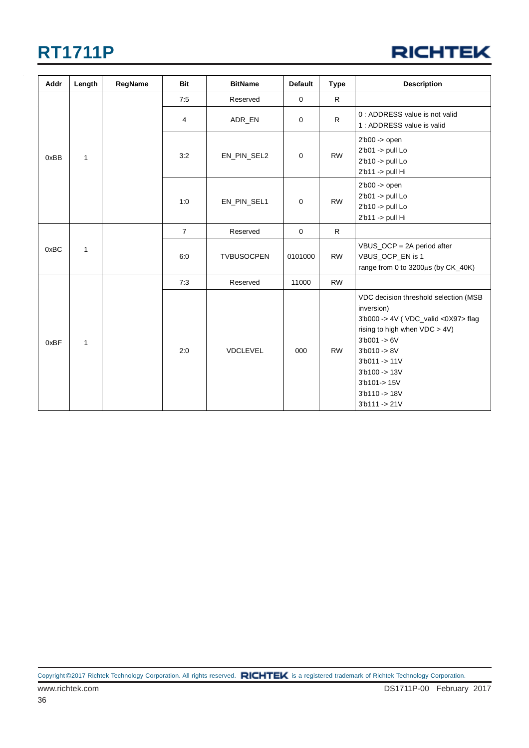| Addr | Length | RegName | Bit | BitName | Default | Type | Description |
|---|---|---|---|---|---|---|---|
| 0xBB | 1 | | 7:5 | Reserved | 0 | R | |
| | | | 4 | ADR_EN | 0 | R | 0 : ADDRESS value is not valid<br>1 : ADDRESS value is valid |
| | | | 3:2 | EN_PIN_SEL2 | 0 | RW | 2'b00 -> open<br>2'b01 -> pull Lo<br>2'b10 -> pull Lo<br>2'b11 -> pull Hi |
| | | | 1:0 | EN_PIN_SEL1 | 0 | RW | 2'b00 -> open<br>2'b01 -> pull Lo<br>2'b10 -> pull Lo<br>2'b11 -> pull Hi |
| 0xBC | 1 | | 7 | Reserved | 0 | R | |
| | | | 6:0 | TVBUSOCPEN | 0101000 | RW | VBUS_OCP = 2A period after VBUS_OCP_EN is 1<br>range from 0 to 3200μs (by CK_40K) |
| 0xBF | 1 | | 7:3 | Reserved | 11000 | RW | |
| | | | 2:0 | VDCLEVEL | 000 | RW | VDC decision threshold selection (MSB inversion)<br>3'b000 -> 4V ( VDC_valid <0X97> flag rising to high when VDC > 4V)<br>3'b001 -> 6V<br>3'b010 -> 8V<br>3'b011 -> 11V<br>3'b100 -> 13V<br>3'b101-> 15V<br>3'b110 -> 18V<br>3'b111 -> 21V |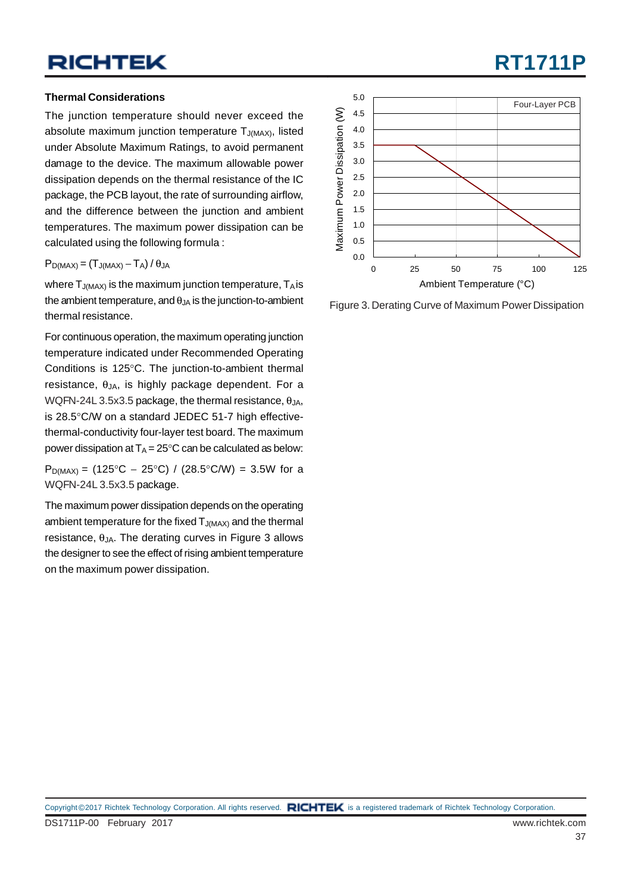### Thermal Considerations

The junction temperature should never exceed the absolute maximum junction temperature $T_{J(MAX)}$, listed under Absolute Maximum Ratings, to avoid permanent damage to the device. The maximum allowable power dissipation depends on the thermal resistance of the IC package, the PCB layout, the rate of surrounding airflow, and the difference between the junction and ambient temperatures. The maximum power dissipation can be calculated using the following formula :

$$P_{D(MAX)} = (T_{J(MAX)} - T_A) / \theta_{JA}$$

where $T_{J(MAX)}$ is the maximum junction temperature, $T_A$ is the ambient temperature, and $\theta_{JA}$ is the junction-to-ambient thermal resistance.

For continuous operation, the maximum operating junction temperature indicated under Recommended Operating Conditions is 125°C. The junction-to-ambient thermal resistance, $\theta_{JA}$, is highly package dependent. For a WQFN-24L 3.5x3.5 package, the thermal resistance, $\theta_{JA}$, is 28.5°C/W on a standard JEDEC 51-7 high effective-thermal-conductivity four-layer test board. The maximum power dissipation at $T_A$ = 25°C can be calculated as below:

$P_{D(MAX)}$ = (125°C − 25°C) / (28.5°C/W) = 3.5W for a WQFN-24L 3.5x3.5 package.

The maximum power dissipation depends on the operating ambient temperature for the fixed $T_{J(MAX)}$ and the thermal resistance, $\theta_{JA}$. The derating curves in Figure 3 allows the designer to see the effect of rising ambient temperature on the maximum power dissipation.

Figure 3. Derating Curve of Maximum Power Dissipation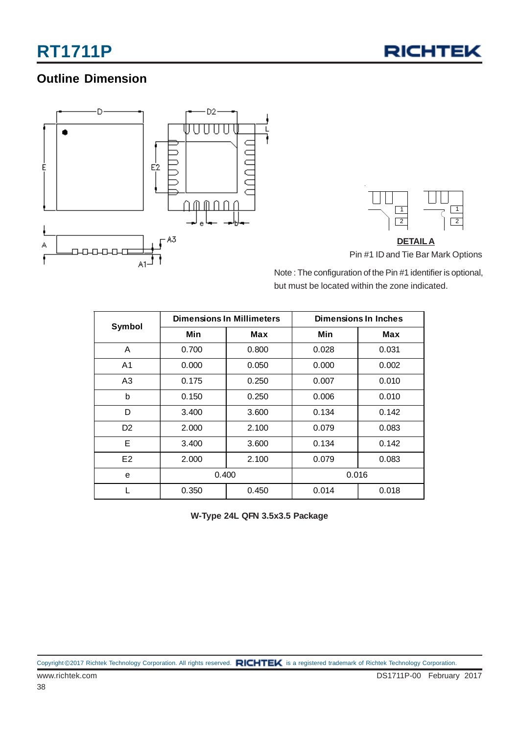## Outline Dimension

**DETAIL A**

Pin #1 ID and Tie Bar Mark Options

Note : The configuration of the Pin #1 identifier is optional, but must be located within the zone indicated.

| Symbol | Dimensions In Millimeters | | Dimensions In Inches | |
|---|---|---|---|---|
| | Min | Max | Min | Max |
| A | 0.700 | 0.800 | 0.028 | 0.031 |
| A1 | 0.000 | 0.050 | 0.000 | 0.002 |
| A3 | 0.175 | 0.250 | 0.007 | 0.010 |
| b | 0.150 | 0.250 | 0.006 | 0.010 |
| D | 3.400 | 3.600 | 0.134 | 0.142 |
| D2 | 2.000 | 2.100 | 0.079 | 0.083 |
| E | 3.400 | 3.600 | 0.134 | 0.142 |
| E2 | 2.000 | 2.100 | 0.079 | 0.083 |
| e | 0.400 | | 0.016 | |
| L | 0.350 | 0.450 | 0.014 | 0.018 |

**W-Type 24L QFN 3.5x3.5 Package**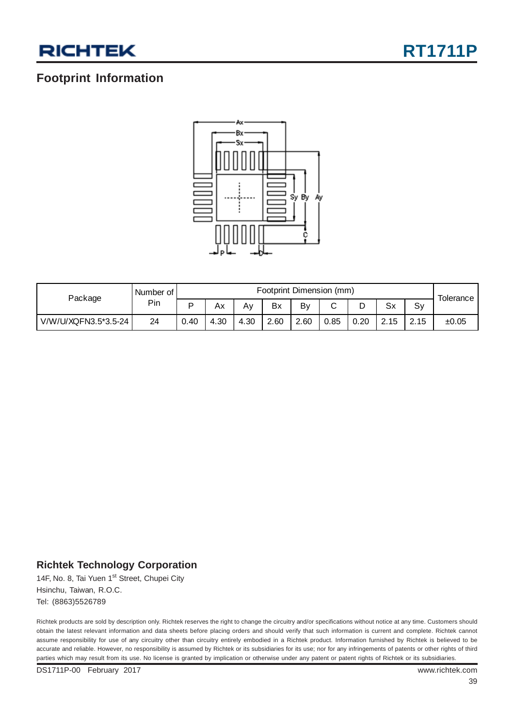## Footprint Information

Ax
Bx
Sx
Sy By Ay
C
P
D

| Package | Number of Pin | Footprint Dimension (mm) | | | | | | | | | Tolerance |
|---|---|---|---|---|---|---|---|---|---|---|---|
| | | P | Ax | Ay | Bx | By | C | D | Sx | Sy | |
| V/W/U/XQFN3.5*3.5-24 | 24 | 0.40 | 4.30 | 4.30 | 2.60 | 2.60 | 0.85 | 0.20 | 2.15 | 2.15 | ±0.05 |

**Richtek Technology Corporation**

14F, No. 8, Tai Yuen 1st Street, Chupei City
Hsinchu, Taiwan, R.O.C.
Tel: (8863)5526789

Richtek products are sold by description only. Richtek reserves the right to change the circuitry and/or specifications without notice at any time. Customers should obtain the latest relevant information and data sheets before placing orders and should verify that such information is current and complete. Richtek cannot assume responsibility for use of any circuitry other than circuitry entirely embodied in a Richtek product. Information furnished by Richtek is believed to be accurate and reliable. However, no responsibility is assumed by Richtek or its subsidiaries for its use; nor for any infringements of patents or other rights of third parties which may result from its use. No license is granted by implication or otherwise under any patent or patent rights of Richtek or its subsidiaries.

DS1711P-00 February 2017